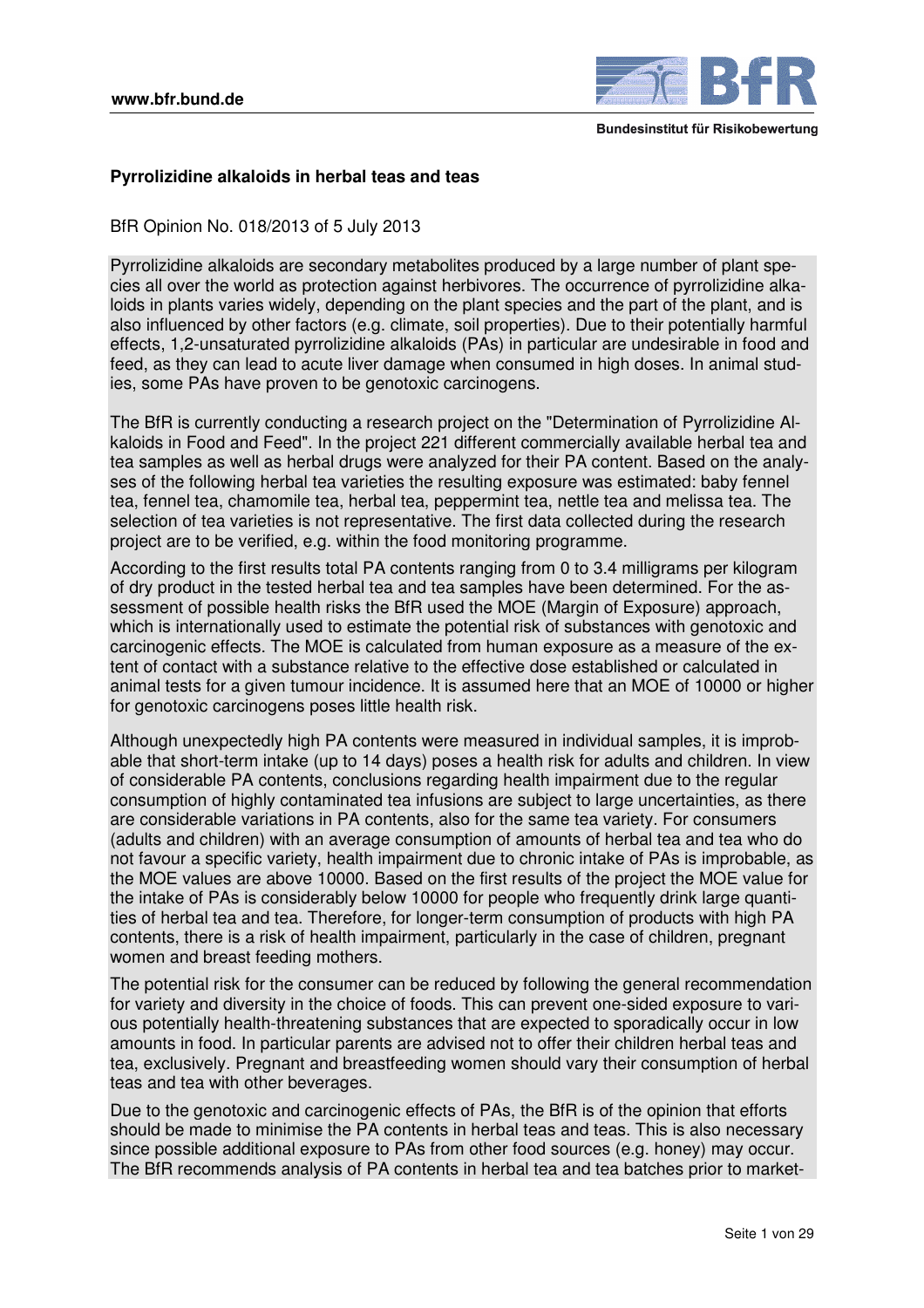# Pyrrolizidine alkaloids in herbal teas and teas

BfR Opinion No. 018/2013 of 5 July 2013

Pyrrolizidine alkaloids are secondary metabolites produced by a large number of plant species all over the world as protection against herbivores. The occurrence of pyrrolizidine alkaloids in plants varies widely, depending on the plant species and the part of the plant, and is also influenced by other factors (e.g. climate, soil properties). Due to their potentially harmful effects, 1,2-unsaturated pyrrolizidine alkaloids (PAs) in particular are undesirable in food and feed, as they can lead to acute liver damage when consumed in high doses. In animal studies, some PAs have proven to be genotoxic carcinogens.

The BfR is currently conducting a research project on the "Determination of Pyrrolizidine Alkaloids in Food and Feed". In the project 221 different commercially available herbal tea and tea samples as well as herbal drugs were analyzed for their PA content. Based on the analyses of the following herbal tea varieties the resulting exposure was estimated: baby fennel tea, fennel tea, chamomile tea, herbal tea, peppermint tea, nettle tea and melissa tea. The selection of tea varieties is not representative. The first data collected during the research project are to be verified, e.g. within the food monitoring programme.

According to the first results total PA contents ranging from 0 to 3.4 milligrams per kilogram of dry product in the tested herbal tea and tea samples have been determined. For the assessment of possible health risks the BfR used the MOE (Margin of Exposure) approach, which is internationally used to estimate the potential risk of substances with genotoxic and carcinogenic effects. The MOE is calculated from human exposure as a measure of the extent of contact with a substance relative to the effective dose established or calculated in animal tests for a given tumour incidence. It is assumed here that an MOE of 10000 or higher for genotoxic carcinogens poses little health risk.

Although unexpectedly high PA contents were measured in individual samples, it is improbable that short-term intake (up to 14 days) poses a health risk for adults and children. In view of considerable PA contents, conclusions regarding health impairment due to the regular consumption of highly contaminated tea infusions are subject to large uncertainties, as there are considerable variations in PA contents, also for the same tea variety. For consumers (adults and children) with an average consumption of amounts of herbal tea and tea who do not favour a specific variety, health impairment due to chronic intake of PAs is improbable, as the MOE values are above 10000. Based on the first results of the project the MOE value for the intake of PAs is considerably below 10000 for people who frequently drink large quantities of herbal tea and tea. Therefore, for longer-term consumption of products with high PA contents, there is a risk of health impairment, particularly in the case of children, pregnant women and breast feeding mothers.

The potential risk for the consumer can be reduced by following the general recommendation for variety and diversity in the choice of foods. This can prevent one-sided exposure to various potentially health-threatening substances that are expected to sporadically occur in low amounts in food. In particular parents are advised not to offer their children herbal teas and tea, exclusively. Pregnant and breastfeeding women should vary their consumption of herbal teas and tea with other beverages.

Due to the genotoxic and carcinogenic effects of PAs, the BfR is of the opinion that efforts should be made to minimise the PA contents in herbal teas and teas. This is also necessary since possible additional exposure to PAs from other food sources (e.g. honey) may occur. The BfR recommends analysis of PA contents in herbal tea and tea batches prior to market-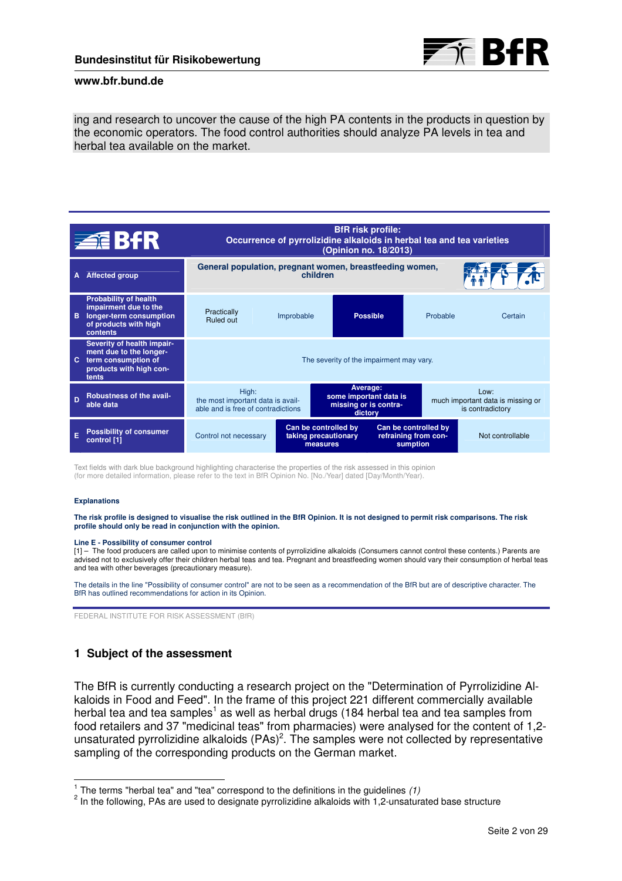ing and research to uncover the cause of the high PA contents in the products in question by the economic operators. The food control authorities should analyze PA levels in tea and herbal tea available on the market.

| BfR | BfR risk profile: Occurrence of pyrrolizidine alkaloids in herbal tea and tea varieties (Opinion no. 18/2013) | | | | |
|---|---|---|---|---|---|
| A Affected group | General population, pregnant women, breastfeeding women, children | | | | |
| B Probability of health impairment due to the longer-term consumption of products with high contents | Practically Ruled out | Improbable | **Possible** | Probable | Certain |
| C Severity of health impairment due to the longer-term consumption of products with high contents | The severity of the impairment may vary. | | | | |
| D Robustness of the available data | High: the most important data is available and is free of contradictions | **Average: some important data is missing or is contradictory** | Low: much important data is missing or is contradictory | | |
| E Possibility of consumer control [1] | Control not necessary | **Can be controlled by taking precautionary measures** | **Can be controlled by refraining from consumption** | Not controllable | |

Text fields with dark blue background highlighting characterise the properties of the risk assessed in this opinion (for more detailed information, please refer to the text in BfR Opinion No. [No./Year] dated [Day/Month/Year]).

**Explanations**

**The risk profile is designed to visualise the risk outlined in the BfR Opinion. It is not designed to permit risk comparisons. The risk profile should only be read in conjunction with the opinion.**

**Line E - Possibility of consumer control**

[1] – The food producers are called upon to minimise contents of pyrrolizidine alkaloids (Consumers cannot control these contents.) Parents are advised not to exclusively offer their children herbal teas and tea. Pregnant and breastfeeding women should vary their consumption of herbal teas and tea with other beverages (precautionary measure).

The details in the line "Possibility of consumer control" are not to be seen as a recommendation of the BfR but are of descriptive character. The BfR has outlined recommendations for action in its Opinion.

FEDERAL INSTITUTE FOR RISK ASSESSMENT (BfR)

## 1 Subject of the assessment

The BfR is currently conducting a research project on the "Determination of Pyrrolizidine Alkaloids in Food and Feed". In the frame of this project 221 different commercially available herbal tea and tea samples[1] as well as herbal drugs (184 herbal tea and tea samples from food retailers and 37 "medicinal teas" from pharmacies) were analysed for the content of 1,2-unsaturated pyrrolizidine alkaloids (PAs)[2]. The samples were not collected by representative sampling of the corresponding products on the German market.

[1] The terms "herbal tea" and "tea" correspond to the definitions in the guidelines *(1)*

[2] In the following, PAs are used to designate pyrrolizidine alkaloids with 1,2-unsaturated base structure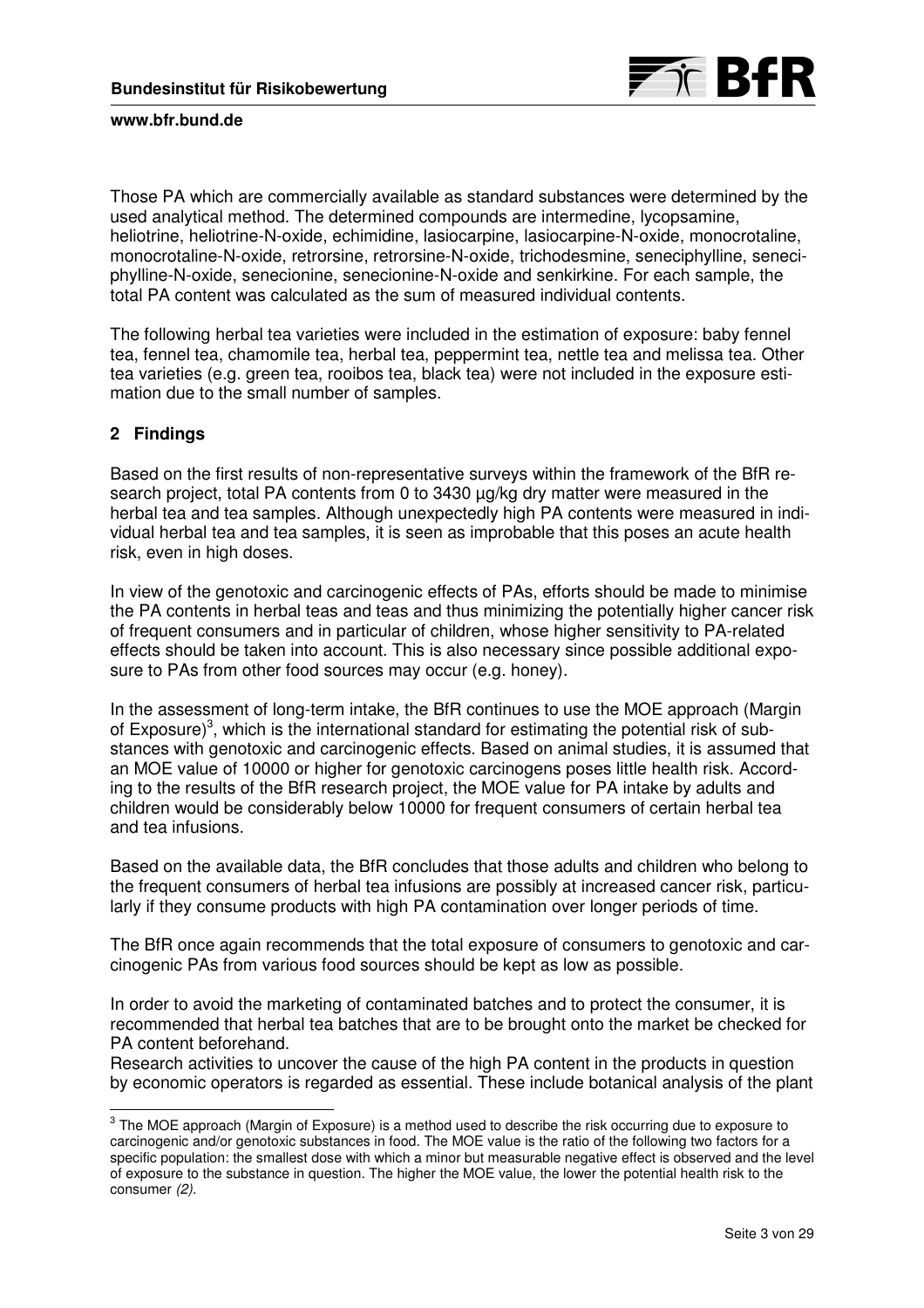Those PA which are commercially available as standard substances were determined by the used analytical method. The determined compounds are intermedine, lycopsamine, heliotrine, heliotrine-N-oxide, echimidine, lasiocarpine, lasiocarpine-N-oxide, monocrotaline, monocrotaline-N-oxide, retrorsine, retrorsine-N-oxide, trichodesmine, seneciphylline, seneciphylline-N-oxide, senecionine, senecionine-N-oxide and senkirkine. For each sample, the total PA content was calculated as the sum of measured individual contents.

The following herbal tea varieties were included in the estimation of exposure: baby fennel tea, fennel tea, chamomile tea, herbal tea, peppermint tea, nettle tea and melissa tea. Other tea varieties (e.g. green tea, rooibos tea, black tea) were not included in the exposure estimation due to the small number of samples.

## 2 Findings

Based on the first results of non-representative surveys within the framework of the BfR research project, total PA contents from 0 to 3430 µg/kg dry matter were measured in the herbal tea and tea samples. Although unexpectedly high PA contents were measured in individual herbal tea and tea samples, it is seen as improbable that this poses an acute health risk, even in high doses.

In view of the genotoxic and carcinogenic effects of PAs, efforts should be made to minimise the PA contents in herbal teas and teas and thus minimizing the potentially higher cancer risk of frequent consumers and in particular of children, whose higher sensitivity to PA-related effects should be taken into account. This is also necessary since possible additional exposure to PAs from other food sources may occur (e.g. honey).

In the assessment of long-term intake, the BfR continues to use the MOE approach (Margin of Exposure)[3], which is the international standard for estimating the potential risk of substances with genotoxic and carcinogenic effects. Based on animal studies, it is assumed that an MOE value of 10000 or higher for genotoxic carcinogens poses little health risk. According to the results of the BfR research project, the MOE value for PA intake by adults and children would be considerably below 10000 for frequent consumers of certain herbal tea and tea infusions.

Based on the available data, the BfR concludes that those adults and children who belong to the frequent consumers of herbal tea infusions are possibly at increased cancer risk, particularly if they consume products with high PA contamination over longer periods of time.

The BfR once again recommends that the total exposure of consumers to genotoxic and carcinogenic PAs from various food sources should be kept as low as possible.

In order to avoid the marketing of contaminated batches and to protect the consumer, it is recommended that herbal tea batches that are to be brought onto the market be checked for PA content beforehand.
Research activities to uncover the cause of the high PA content in the products in question by economic operators is regarded as essential. These include botanical analysis of the plant

---

[3] The MOE approach (Margin of Exposure) is a method used to describe the risk occurring due to exposure to carcinogenic and/or genotoxic substances in food. The MOE value is the ratio of the following two factors for a specific population: the smallest dose with which a minor but measurable negative effect is observed and the level of exposure to the substance in question. The higher the MOE value, the lower the potential health risk to the consumer *(2)*.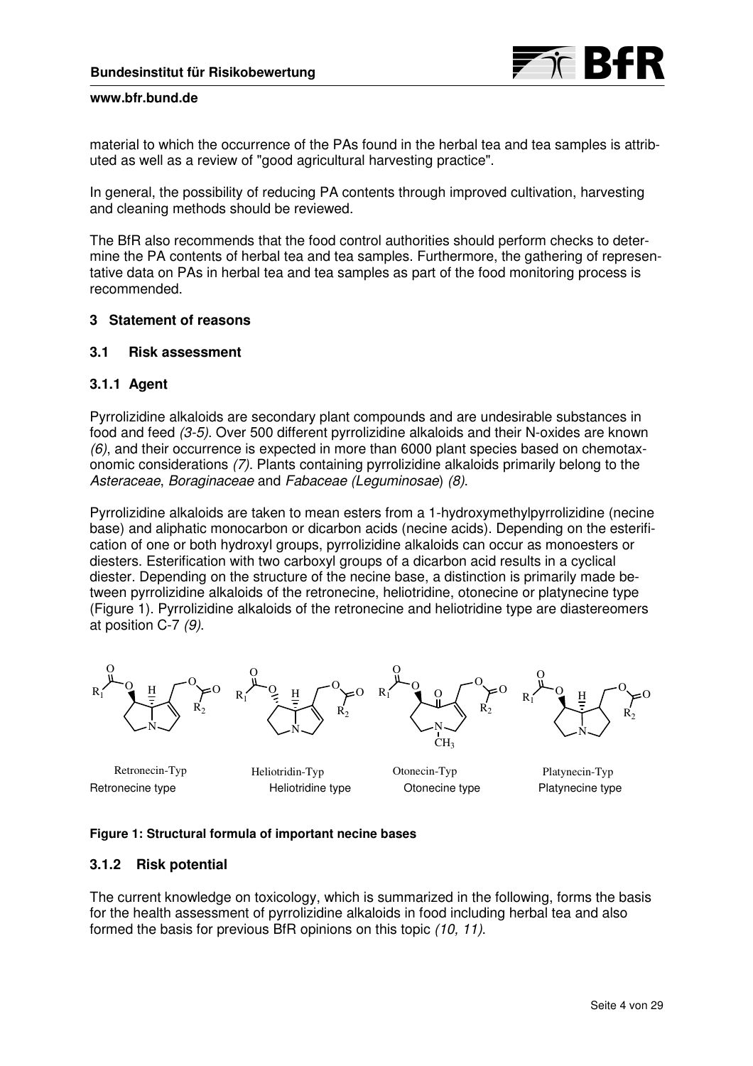material to which the occurrence of the PAs found in the herbal tea and tea samples is attributed as well as a review of "good agricultural harvesting practice".

In general, the possibility of reducing PA contents through improved cultivation, harvesting and cleaning methods should be reviewed.

The BfR also recommends that the food control authorities should perform checks to determine the PA contents of herbal tea and tea samples. Furthermore, the gathering of representative data on PAs in herbal tea and tea samples as part of the food monitoring process is recommended.

## 3 Statement of reasons

### 3.1 Risk assessment

#### 3.1.1 Agent

Pyrrolizidine alkaloids are secondary plant compounds and are undesirable substances in food and feed *(3-5)*. Over 500 different pyrrolizidine alkaloids and their N-oxides are known *(6)*, and their occurrence is expected in more than 6000 plant species based on chemotaxonomic considerations *(7)*. Plants containing pyrrolizidine alkaloids primarily belong to the *Asteraceae*, *Boraginaceae* and *Fabaceae (Leguminosae)* *(8)*.

Pyrrolizidine alkaloids are taken to mean esters from a 1-hydroxymethylpyrrolizidine (necine base) and aliphatic monocarbon or dicarbon acids (necine acids). Depending on the esterification of one or both hydroxyl groups, pyrrolizidine alkaloids can occur as monoesters or diesters. Esterification with two carboxyl groups of a dicarbon acid results in a cyclical diester. Depending on the structure of the necine base, a distinction is primarily made between pyrrolizidine alkaloids of the retronecine, heliotridine, otonecine or platynecine type (Figure 1). Pyrrolizidine alkaloids of the retronecine and heliotridine type are diastereomers at position C-7 *(9)*.

Retronecin-Typ / Retronecine type — Heliotridin-Typ / Heliotridine type — Otonecin-Typ / Otonecine type — Platynecin-Typ / Platynecine type

**Figure 1: Structural formula of important necine bases**

#### 3.1.2 Risk potential

The current knowledge on toxicology, which is summarized in the following, forms the basis for the health assessment of pyrrolizidine alkaloids in food including herbal tea and also formed the basis for previous BfR opinions on this topic *(10, 11)*.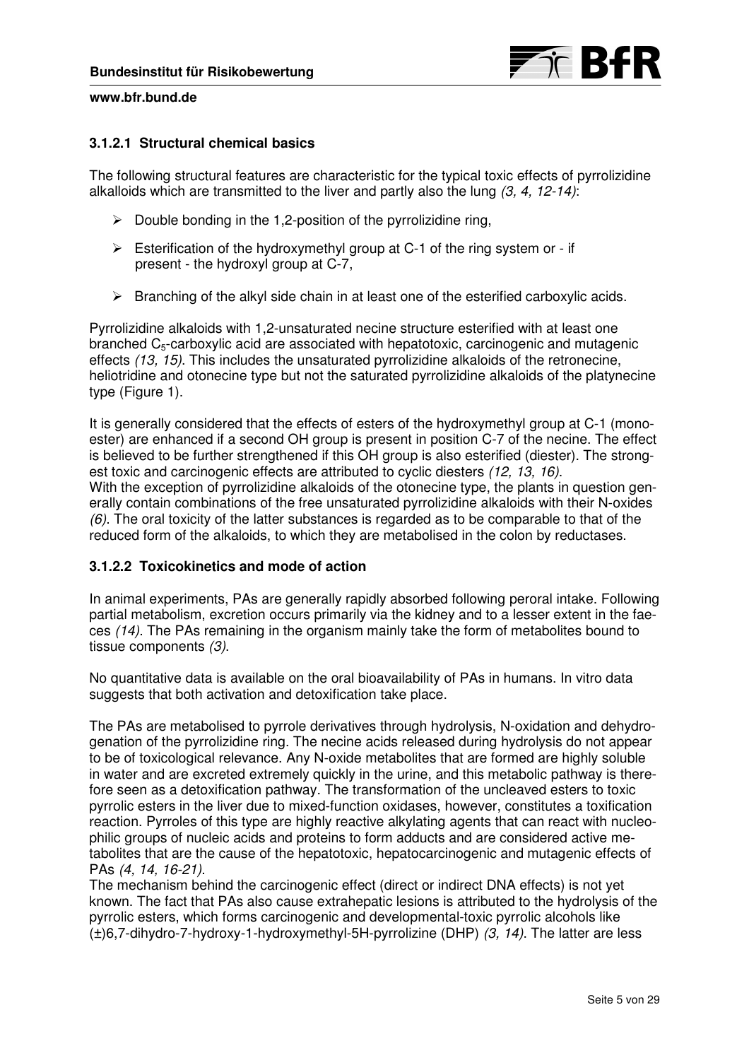### 3.1.2.1 Structural chemical basics

The following structural features are characteristic for the typical toxic effects of pyrrolizidine alkalloids which are transmitted to the liver and partly also the lung *(3, 4, 12-14)*:

- Double bonding in the 1,2-position of the pyrrolizidine ring,
- Esterification of the hydroxymethyl group at C-1 of the ring system or - if present - the hydroxyl group at C-7,
- Branching of the alkyl side chain in at least one of the esterified carboxylic acids.

Pyrrolizidine alkaloids with 1,2-unsaturated necine structure esterified with at least one branched $C_5$-carboxylic acid are associated with hepatotoxic, carcinogenic and mutagenic effects *(13, 15)*. This includes the unsaturated pyrrolizidine alkaloids of the retronecine, heliotridine and otonecine type but not the saturated pyrrolizidine alkaloids of the platynecine type (Figure 1).

It is generally considered that the effects of esters of the hydroxymethyl group at C-1 (monoester) are enhanced if a second OH group is present in position C-7 of the necine. The effect is believed to be further strengthened if this OH group is also esterified (diester). The strongest toxic and carcinogenic effects are attributed to cyclic diesters *(12, 13, 16)*.
With the exception of pyrrolizidine alkaloids of the otonecine type, the plants in question generally contain combinations of the free unsaturated pyrrolizidine alkaloids with their N-oxides *(6)*. The oral toxicity of the latter substances is regarded as to be comparable to that of the reduced form of the alkaloids, to which they are metabolised in the colon by reductases.

### 3.1.2.2 Toxicokinetics and mode of action

In animal experiments, PAs are generally rapidly absorbed following peroral intake. Following partial metabolism, excretion occurs primarily via the kidney and to a lesser extent in the faeces *(14)*. The PAs remaining in the organism mainly take the form of metabolites bound to tissue components *(3)*.

No quantitative data is available on the oral bioavailability of PAs in humans. In vitro data suggests that both activation and detoxification take place.

The PAs are metabolised to pyrrole derivatives through hydrolysis, N-oxidation and dehydrogenation of the pyrrolizidine ring. The necine acids released during hydrolysis do not appear to be of toxicological relevance. Any N-oxide metabolites that are formed are highly soluble in water and are excreted extremely quickly in the urine, and this metabolic pathway is therefore seen as a detoxification pathway. The transformation of the uncleaved esters to toxic pyrrolic esters in the liver due to mixed-function oxidases, however, constitutes a toxification reaction. Pyrroles of this type are highly reactive alkylating agents that can react with nucleophilic groups of nucleic acids and proteins to form adducts and are considered active metabolites that are the cause of the hepatotoxic, hepatocarcinogenic and mutagenic effects of PAs *(4, 14, 16-21)*.
The mechanism behind the carcinogenic effect (direct or indirect DNA effects) is not yet known. The fact that PAs also cause extrahepatic lesions is attributed to the hydrolysis of the pyrrolic esters, which forms carcinogenic and developmental-toxic pyrrolic alcohols like (±)6,7-dihydro-7-hydroxy-1-hydroxymethyl-5H-pyrrolizine (DHP) *(3, 14)*. The latter are less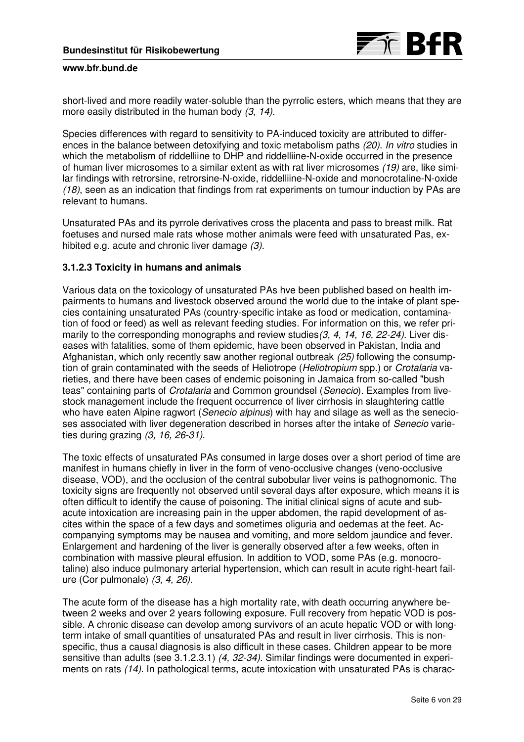short-lived and more readily water-soluble than the pyrrolic esters, which means that they are more easily distributed in the human body *(3, 14)*.

Species differences with regard to sensitivity to PA-induced toxicity are attributed to differences in the balance between detoxifying and toxic metabolism paths *(20)*. *In vitro* studies in which the metabolism of riddelliine to DHP and riddelliine-N-oxide occurred in the presence of human liver microsomes to a similar extent as with rat liver microsomes *(19)* are, like similar findings with retrorsine, retrorsine-N-oxide, riddelliine-N-oxide and monocrotaline-N-oxide *(18)*, seen as an indication that findings from rat experiments on tumour induction by PAs are relevant to humans.

Unsaturated PAs and its pyrrole derivatives cross the placenta and pass to breast milk. Rat foetuses and nursed male rats whose mother animals were feed with unsaturated Pas, exhibited e.g. acute and chronic liver damage *(3)*.

### 3.1.2.3 Toxicity in humans and animals

Various data on the toxicology of unsaturated PAs hve been published based on health impairments to humans and livestock observed around the world due to the intake of plant species containing unsaturated PAs (country-specific intake as food or medication, contamination of food or feed) as well as relevant feeding studies. For information on this, we refer primarily to the corresponding monographs and review studies*(3, 4, 14, 16, 22-24)*. Liver diseases with fatalities, some of them epidemic, have been observed in Pakistan, India and Afghanistan, which only recently saw another regional outbreak *(25)* following the consumption of grain contaminated with the seeds of Heliotrope (*Heliotropium* spp.) or *Crotalaria* varieties, and there have been cases of endemic poisoning in Jamaica from so-called "bush teas" containing parts of *Crotalaria* and Common groundsel (*Senecio*). Examples from livestock management include the frequent occurrence of liver cirrhosis in slaughtering cattle who have eaten Alpine ragwort (*Senecio alpinus*) with hay and silage as well as the senecioses associated with liver degeneration described in horses after the intake of *Senecio* varieties during grazing *(3, 16, 26-31)*.

The toxic effects of unsaturated PAs consumed in large doses over a short period of time are manifest in humans chiefly in liver in the form of veno-occlusive changes (veno-occlusive disease, VOD), and the occlusion of the central subobular liver veins is pathognomonic. The toxicity signs are frequently not observed until several days after exposure, which means it is often difficult to identify the cause of poisoning. The initial clinical signs of acute and subacute intoxication are increasing pain in the upper abdomen, the rapid development of ascites within the space of a few days and sometimes oliguria and oedemas at the feet. Accompanying symptoms may be nausea and vomiting, and more seldom jaundice and fever. Enlargement and hardening of the liver is generally observed after a few weeks, often in combination with massive pleural effusion. In addition to VOD, some PAs (e.g. monocrotaline) also induce pulmonary arterial hypertension, which can result in acute right-heart failure (Cor pulmonale) *(3, 4, 26)*.

The acute form of the disease has a high mortality rate, with death occurring anywhere between 2 weeks and over 2 years following exposure. Full recovery from hepatic VOD is possible. A chronic disease can develop among survivors of an acute hepatic VOD or with long-term intake of small quantities of unsaturated PAs and result in liver cirrhosis. This is non-specific, thus a causal diagnosis is also difficult in these cases. Children appear to be more sensitive than adults (see 3.1.2.3.1) *(4, 32-34)*. Similar findings were documented in experiments on rats *(14)*. In pathological terms, acute intoxication with unsaturated PAs is charac-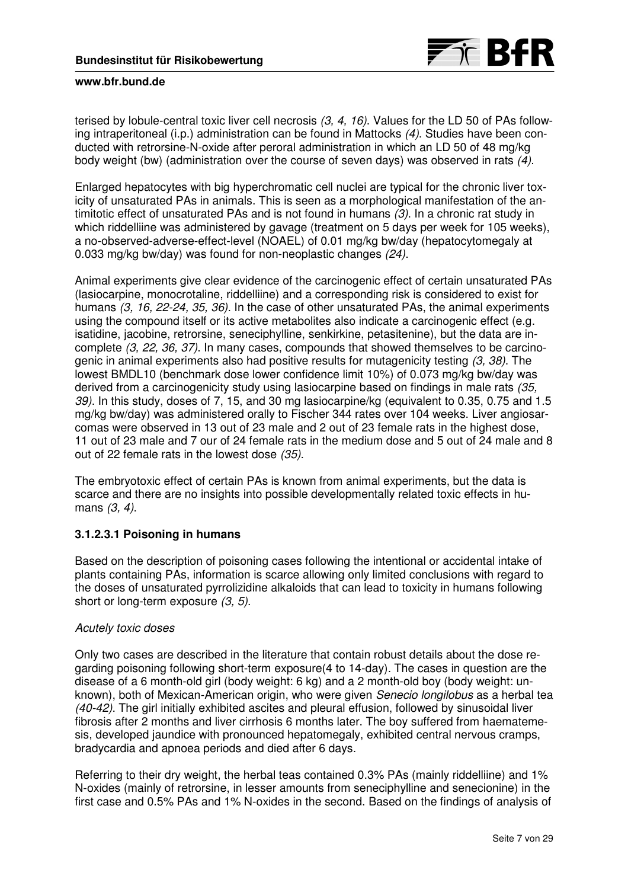terised by lobule-central toxic liver cell necrosis *(3, 4, 16)*. Values for the LD 50 of PAs following intraperitoneal (i.p.) administration can be found in Mattocks *(4)*. Studies have been conducted with retrorsine-N-oxide after peroral administration in which an LD 50 of 48 mg/kg body weight (bw) (administration over the course of seven days) was observed in rats *(4)*.

Enlarged hepatocytes with big hyperchromatic cell nuclei are typical for the chronic liver toxicity of unsaturated PAs in animals. This is seen as a morphological manifestation of the antimitotic effect of unsaturated PAs and is not found in humans *(3)*. In a chronic rat study in which riddelliine was administered by gavage (treatment on 5 days per week for 105 weeks), a no-observed-adverse-effect-level (NOAEL) of 0.01 mg/kg bw/day (hepatocytomegaly at 0.033 mg/kg bw/day) was found for non-neoplastic changes *(24)*.

Animal experiments give clear evidence of the carcinogenic effect of certain unsaturated PAs (lasiocarpine, monocrotaline, riddelliine) and a corresponding risk is considered to exist for humans *(3, 16, 22-24, 35, 36)*. In the case of other unsaturated PAs, the animal experiments using the compound itself or its active metabolites also indicate a carcinogenic effect (e.g. isatidine, jacobine, retrorsine, seneciphylline, senkirkine, petasitenine), but the data are incomplete *(3, 22, 36, 37)*. In many cases, compounds that showed themselves to be carcinogenic in animal experiments also had positive results for mutagenicity testing *(3, 38)*. The lowest BMDL10 (benchmark dose lower confidence limit 10%) of 0.073 mg/kg bw/day was derived from a carcinogenicity study using lasiocarpine based on findings in male rats *(35, 39)*. In this study, doses of 7, 15, and 30 mg lasiocarpine/kg (equivalent to 0.35, 0.75 and 1.5 mg/kg bw/day) was administered orally to Fischer 344 rates over 104 weeks. Liver angiosarcomas were observed in 13 out of 23 male and 2 out of 23 female rats in the highest dose, 11 out of 23 male and 7 our of 24 female rats in the medium dose and 5 out of 24 male and 8 out of 22 female rats in the lowest dose *(35)*.

The embryotoxic effect of certain PAs is known from animal experiments, but the data is scarce and there are no insights into possible developmentally related toxic effects in humans *(3, 4)*.

### 3.1.2.3.1 Poisoning in humans

Based on the description of poisoning cases following the intentional or accidental intake of plants containing PAs, information is scarce allowing only limited conclusions with regard to the doses of unsaturated pyrrolizidine alkaloids that can lead to toxicity in humans following short or long-term exposure *(3, 5)*.

*Acutely toxic doses*

Only two cases are described in the literature that contain robust details about the dose regarding poisoning following short-term exposure(4 to 14-day). The cases in question are the disease of a 6 month-old girl (body weight: 6 kg) and a 2 month-old boy (body weight: unknown), both of Mexican-American origin, who were given *Senecio longilobus* as a herbal tea *(40-42)*. The girl initially exhibited ascites and pleural effusion, followed by sinusoidal liver fibrosis after 2 months and liver cirrhosis 6 months later. The boy suffered from haematemesis, developed jaundice with pronounced hepatomegaly, exhibited central nervous cramps, bradycardia and apnoea periods and died after 6 days.

Referring to their dry weight, the herbal teas contained 0.3% PAs (mainly riddelliine) and 1% N-oxides (mainly of retrorsine, in lesser amounts from seneciphylline and senecionine) in the first case and 0.5% PAs and 1% N-oxides in the second. Based on the findings of analysis of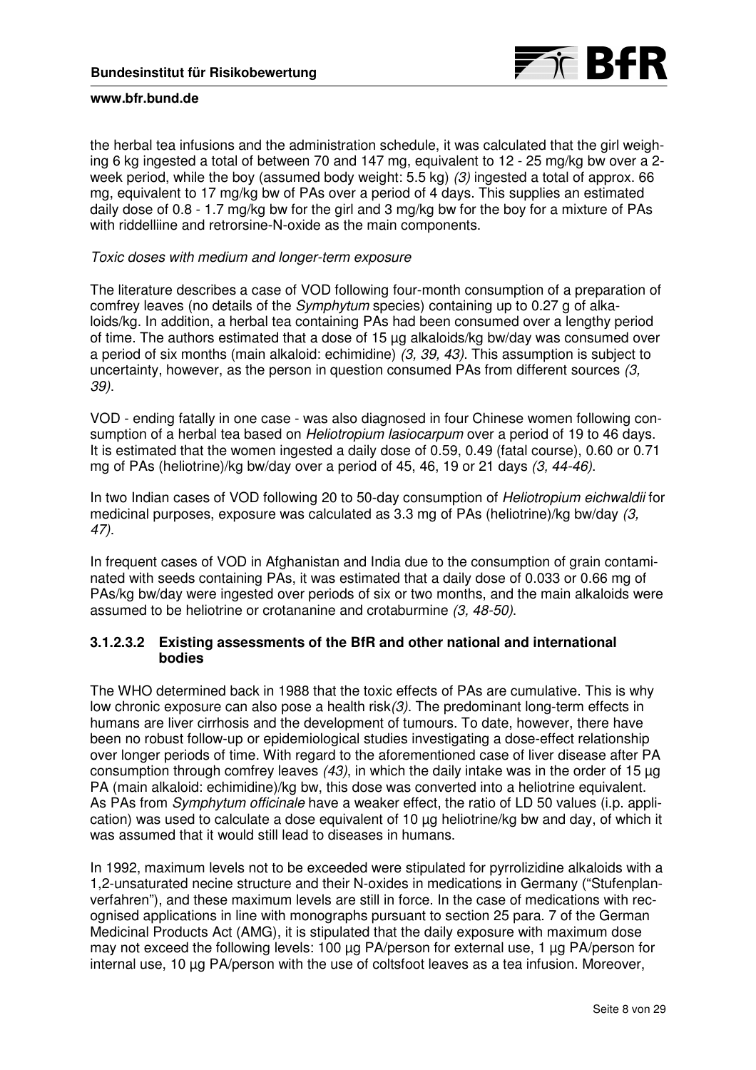the herbal tea infusions and the administration schedule, it was calculated that the girl weighing 6 kg ingested a total of between 70 and 147 mg, equivalent to 12 - 25 mg/kg bw over a 2-week period, while the boy (assumed body weight: 5.5 kg) *(3)* ingested a total of approx. 66 mg, equivalent to 17 mg/kg bw of PAs over a period of 4 days. This supplies an estimated daily dose of 0.8 - 1.7 mg/kg bw for the girl and 3 mg/kg bw for the boy for a mixture of PAs with riddelliine and retrorsine-N-oxide as the main components.

*Toxic doses with medium and longer-term exposure*

The literature describes a case of VOD following four-month consumption of a preparation of comfrey leaves (no details of the *Symphytum* species) containing up to 0.27 g of alkaloids/kg. In addition, a herbal tea containing PAs had been consumed over a lengthy period of time. The authors estimated that a dose of 15 µg alkaloids/kg bw/day was consumed over a period of six months (main alkaloid: echimidine) *(3, 39, 43)*. This assumption is subject to uncertainty, however, as the person in question consumed PAs from different sources *(3, 39)*.

VOD - ending fatally in one case - was also diagnosed in four Chinese women following consumption of a herbal tea based on *Heliotropium lasiocarpum* over a period of 19 to 46 days. It is estimated that the women ingested a daily dose of 0.59, 0.49 (fatal course), 0.60 or 0.71 mg of PAs (heliotrine)/kg bw/day over a period of 45, 46, 19 or 21 days *(3, 44-46)*.

In two Indian cases of VOD following 20 to 50-day consumption of *Heliotropium eichwaldii* for medicinal purposes, exposure was calculated as 3.3 mg of PAs (heliotrine)/kg bw/day *(3, 47)*.

In frequent cases of VOD in Afghanistan and India due to the consumption of grain contaminated with seeds containing PAs, it was estimated that a daily dose of 0.033 or 0.66 mg of PAs/kg bw/day were ingested over periods of six or two months, and the main alkaloids were assumed to be heliotrine or crotananine and crotaburmine *(3, 48-50)*.

#### 3.1.2.3.2 Existing assessments of the BfR and other national and international bodies

The WHO determined back in 1988 that the toxic effects of PAs are cumulative. This is why low chronic exposure can also pose a health risk*(3)*. The predominant long-term effects in humans are liver cirrhosis and the development of tumours. To date, however, there have been no robust follow-up or epidemiological studies investigating a dose-effect relationship over longer periods of time. With regard to the aforementioned case of liver disease after PA consumption through comfrey leaves *(43)*, in which the daily intake was in the order of 15 µg PA (main alkaloid: echimidine)/kg bw, this dose was converted into a heliotrine equivalent. As PAs from *Symphytum officinale* have a weaker effect, the ratio of LD 50 values (i.p. application) was used to calculate a dose equivalent of 10 µg heliotrine/kg bw and day, of which it was assumed that it would still lead to diseases in humans.

In 1992, maximum levels not to be exceeded were stipulated for pyrrolizidine alkaloids with a 1,2-unsaturated necine structure and their N-oxides in medications in Germany ("Stufenplanverfahren"), and these maximum levels are still in force. In the case of medications with recognised applications in line with monographs pursuant to section 25 para. 7 of the German Medicinal Products Act (AMG), it is stipulated that the daily exposure with maximum dose may not exceed the following levels: 100 µg PA/person for external use, 1 µg PA/person for internal use, 10 µg PA/person with the use of coltsfoot leaves as a tea infusion. Moreover,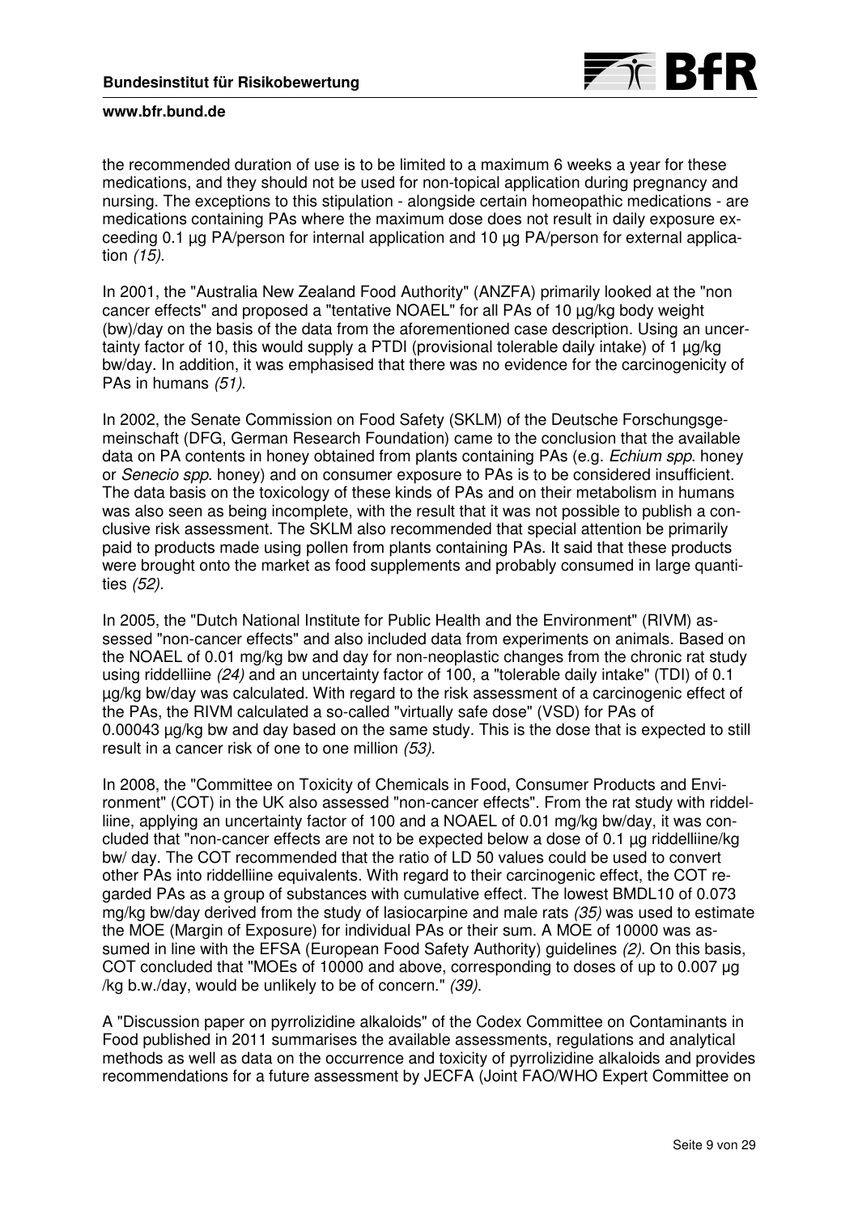the recommended duration of use is to be limited to a maximum 6 weeks a year for these medications, and they should not be used for non-topical application during pregnancy and nursing. The exceptions to this stipulation - alongside certain homeopathic medications - are medications containing PAs where the maximum dose does not result in daily exposure exceeding 0.1 µg PA/person for internal application and 10 µg PA/person for external application *(15)*.

In 2001, the "Australia New Zealand Food Authority" (ANZFA) primarily looked at the "non cancer effects" and proposed a "tentative NOAEL" for all PAs of 10 µg/kg body weight (bw)/day on the basis of the data from the aforementioned case description. Using an uncertainty factor of 10, this would supply a PTDI (provisional tolerable daily intake) of 1 µg/kg bw/day. In addition, it was emphasised that there was no evidence for the carcinogenicity of PAs in humans *(51)*.

In 2002, the Senate Commission on Food Safety (SKLM) of the Deutsche Forschungsgemeinschaft (DFG, German Research Foundation) came to the conclusion that the available data on PA contents in honey obtained from plants containing PAs (e.g. *Echium spp*. honey or *Senecio spp*. honey) and on consumer exposure to PAs is to be considered insufficient. The data basis on the toxicology of these kinds of PAs and on their metabolism in humans was also seen as being incomplete, with the result that it was not possible to publish a conclusive risk assessment. The SKLM also recommended that special attention be primarily paid to products made using pollen from plants containing PAs. It said that these products were brought onto the market as food supplements and probably consumed in large quantities *(52)*.

In 2005, the "Dutch National Institute for Public Health and the Environment" (RIVM) assessed "non-cancer effects" and also included data from experiments on animals. Based on the NOAEL of 0.01 mg/kg bw and day for non-neoplastic changes from the chronic rat study using riddelliine *(24)* and an uncertainty factor of 100, a "tolerable daily intake" (TDI) of 0.1 µg/kg bw/day was calculated. With regard to the risk assessment of a carcinogenic effect of the PAs, the RIVM calculated a so-called "virtually safe dose" (VSD) for PAs of 0.00043 µg/kg bw and day based on the same study. This is the dose that is expected to still result in a cancer risk of one to one million *(53)*.

In 2008, the "Committee on Toxicity of Chemicals in Food, Consumer Products and Environment" (COT) in the UK also assessed "non-cancer effects". From the rat study with riddelliine, applying an uncertainty factor of 100 and a NOAEL of 0.01 mg/kg bw/day, it was concluded that "non-cancer effects are not to be expected below a dose of 0.1 µg riddelliine/kg bw/ day. The COT recommended that the ratio of LD 50 values could be used to convert other PAs into riddelliine equivalents. With regard to their carcinogenic effect, the COT regarded PAs as a group of substances with cumulative effect. The lowest BMDL10 of 0.073 mg/kg bw/day derived from the study of lasiocarpine and male rats *(35)* was used to estimate the MOE (Margin of Exposure) for individual PAs or their sum. A MOE of 10000 was assumed in line with the EFSA (European Food Safety Authority) guidelines *(2)*. On this basis, COT concluded that "MOEs of 10000 and above, corresponding to doses of up to 0.007 µg /kg b.w./day, would be unlikely to be of concern." *(39)*.

A "Discussion paper on pyrrolizidine alkaloids" of the Codex Committee on Contaminants in Food published in 2011 summarises the available assessments, regulations and analytical methods as well as data on the occurrence and toxicity of pyrrolizidine alkaloids and provides recommendations for a future assessment by JECFA (Joint FAO/WHO Expert Committee on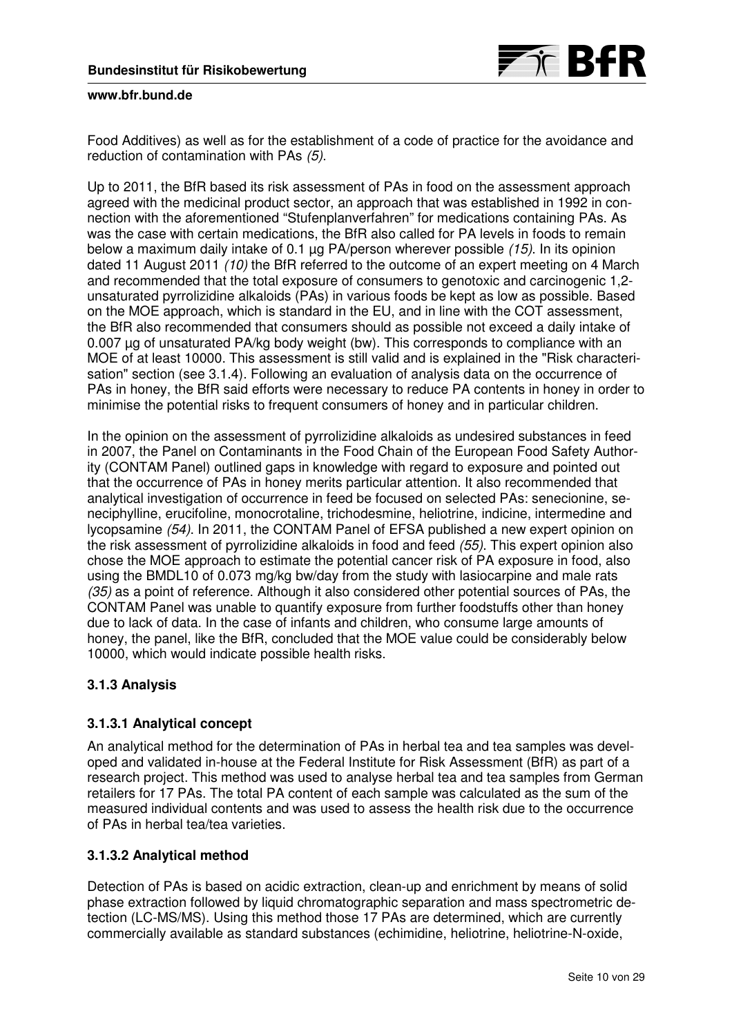Food Additives) as well as for the establishment of a code of practice for the avoidance and reduction of contamination with PAs *(5)*.

Up to 2011, the BfR based its risk assessment of PAs in food on the assessment approach agreed with the medicinal product sector, an approach that was established in 1992 in connection with the aforementioned "Stufenplanverfahren" for medications containing PAs. As was the case with certain medications, the BfR also called for PA levels in foods to remain below a maximum daily intake of 0.1 µg PA/person wherever possible *(15)*. In its opinion dated 11 August 2011 *(10)* the BfR referred to the outcome of an expert meeting on 4 March and recommended that the total exposure of consumers to genotoxic and carcinogenic 1,2-unsaturated pyrrolizidine alkaloids (PAs) in various foods be kept as low as possible. Based on the MOE approach, which is standard in the EU, and in line with the COT assessment, the BfR also recommended that consumers should as possible not exceed a daily intake of 0.007 µg of unsaturated PA/kg body weight (bw). This corresponds to compliance with an MOE of at least 10000. This assessment is still valid and is explained in the "Risk characterisation" section (see 3.1.4). Following an evaluation of analysis data on the occurrence of PAs in honey, the BfR said efforts were necessary to reduce PA contents in honey in order to minimise the potential risks to frequent consumers of honey and in particular children.

In the opinion on the assessment of pyrrolizidine alkaloids as undesired substances in feed in 2007, the Panel on Contaminants in the Food Chain of the European Food Safety Authority (CONTAM Panel) outlined gaps in knowledge with regard to exposure and pointed out that the occurrence of PAs in honey merits particular attention. It also recommended that analytical investigation of occurrence in feed be focused on selected PAs: senecionine, seneciphylline, erucifoline, monocrotaline, trichodesmine, heliotrine, indicine, intermedine and lycopsamine *(54)*. In 2011, the CONTAM Panel of EFSA published a new expert opinion on the risk assessment of pyrrolizidine alkaloids in food and feed *(55)*. This expert opinion also chose the MOE approach to estimate the potential cancer risk of PA exposure in food, also using the BMDL10 of 0.073 mg/kg bw/day from the study with lasiocarpine and male rats *(35)* as a point of reference. Although it also considered other potential sources of PAs, the CONTAM Panel was unable to quantify exposure from further foodstuffs other than honey due to lack of data. In the case of infants and children, who consume large amounts of honey, the panel, like the BfR, concluded that the MOE value could be considerably below 10000, which would indicate possible health risks.

### 3.1.3 Analysis

#### 3.1.3.1 Analytical concept

An analytical method for the determination of PAs in herbal tea and tea samples was developed and validated in-house at the Federal Institute for Risk Assessment (BfR) as part of a research project. This method was used to analyse herbal tea and tea samples from German retailers for 17 PAs. The total PA content of each sample was calculated as the sum of the measured individual contents and was used to assess the health risk due to the occurrence of PAs in herbal tea/tea varieties.

#### 3.1.3.2 Analytical method

Detection of PAs is based on acidic extraction, clean-up and enrichment by means of solid phase extraction followed by liquid chromatographic separation and mass spectrometric detection (LC-MS/MS). Using this method those 17 PAs are determined, which are currently commercially available as standard substances (echimidine, heliotrine, heliotrine-N-oxide,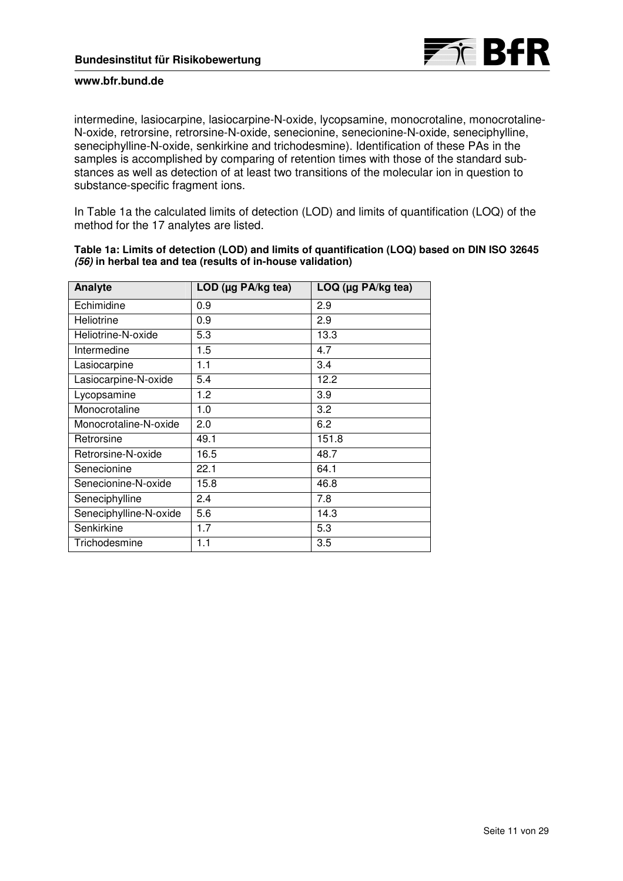intermedine, lasiocarpine, lasiocarpine-N-oxide, lycopsamine, monocrotaline, monocrotaline-N-oxide, retrorsine, retrorsine-N-oxide, senecionine, senecionine-N-oxide, seneciphylline, seneciphylline-N-oxide, senkirkine and trichodesmine). Identification of these PAs in the samples is accomplished by comparing of retention times with those of the standard substances as well as detection of at least two transitions of the molecular ion in question to substance-specific fragment ions.

In Table 1a the calculated limits of detection (LOD) and limits of quantification (LOQ) of the method for the 17 analytes are listed.

**Table 1a: Limits of detection (LOD) and limits of quantification (LOQ) based on DIN ISO 32645 *(56)* in herbal tea and tea (results of in-house validation)**

| Analyte | LOD (µg PA/kg tea) | LOQ (µg PA/kg tea) |
|---|---|---|
| Echimidine | 0.9 | 2.9 |
| Heliotrine | 0.9 | 2.9 |
| Heliotrine-N-oxide | 5.3 | 13.3 |
| Intermedine | 1.5 | 4.7 |
| Lasiocarpine | 1.1 | 3.4 |
| Lasiocarpine-N-oxide | 5.4 | 12.2 |
| Lycopsamine | 1.2 | 3.9 |
| Monocrotaline | 1.0 | 3.2 |
| Monocrotaline-N-oxide | 2.0 | 6.2 |
| Retrorsine | 49.1 | 151.8 |
| Retrorsine-N-oxide | 16.5 | 48.7 |
| Senecionine | 22.1 | 64.1 |
| Senecionine-N-oxide | 15.8 | 46.8 |
| Seneciphylline | 2.4 | 7.8 |
| Seneciphylline-N-oxide | 5.6 | 14.3 |
| Senkirkine | 1.7 | 5.3 |
| Trichodesmine | 1.1 | 3.5 |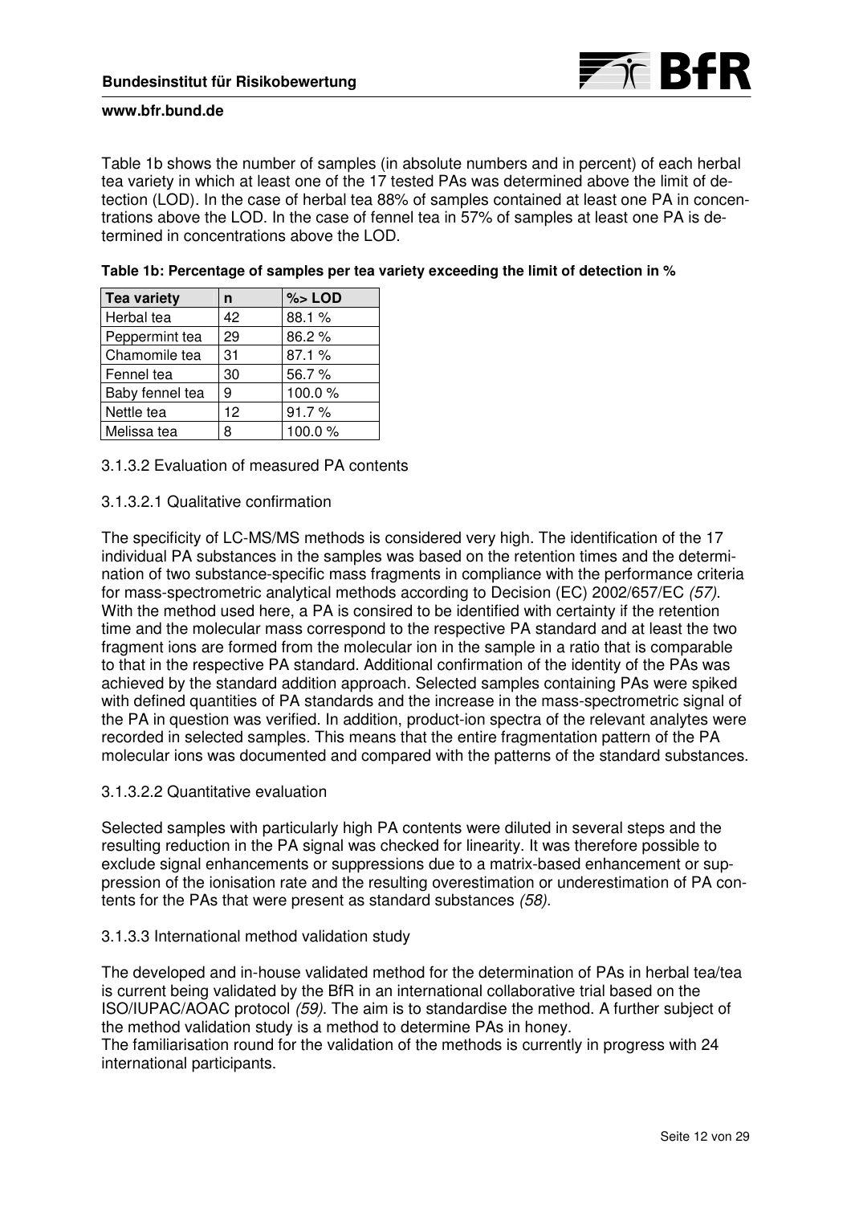Table 1b shows the number of samples (in absolute numbers and in percent) of each herbal tea variety in which at least one of the 17 tested PAs was determined above the limit of detection (LOD). In the case of herbal tea 88% of samples contained at least one PA in concentrations above the LOD. In the case of fennel tea in 57% of samples at least one PA is determined in concentrations above the LOD.

**Table 1b: Percentage of samples per tea variety exceeding the limit of detection in %**

| Tea variety | n | %> LOD |
|---|---|---|
| Herbal tea | 42 | 88.1 % |
| Peppermint tea | 29 | 86.2 % |
| Chamomile tea | 31 | 87.1 % |
| Fennel tea | 30 | 56.7 % |
| Baby fennel tea | 9 | 100.0 % |
| Nettle tea | 12 | 91.7 % |
| Melissa tea | 8 | 100.0 % |

### 3.1.3.2 Evaluation of measured PA contents

#### 3.1.3.2.1 Qualitative confirmation

The specificity of LC-MS/MS methods is considered very high. The identification of the 17 individual PA substances in the samples was based on the retention times and the determination of two substance-specific mass fragments in compliance with the performance criteria for mass-spectrometric analytical methods according to Decision (EC) 2002/657/EC *(57)*. With the method used here, a PA is consired to be identified with certainty if the retention time and the molecular mass correspond to the respective PA standard and at least the two fragment ions are formed from the molecular ion in the sample in a ratio that is comparable to that in the respective PA standard. Additional confirmation of the identity of the PAs was achieved by the standard addition approach. Selected samples containing PAs were spiked with defined quantities of PA standards and the increase in the mass-spectrometric signal of the PA in question was verified. In addition, product-ion spectra of the relevant analytes were recorded in selected samples. This means that the entire fragmentation pattern of the PA molecular ions was documented and compared with the patterns of the standard substances.

#### 3.1.3.2.2 Quantitative evaluation

Selected samples with particularly high PA contents were diluted in several steps and the resulting reduction in the PA signal was checked for linearity. It was therefore possible to exclude signal enhancements or suppressions due to a matrix-based enhancement or suppression of the ionisation rate and the resulting overestimation or underestimation of PA contents for the PAs that were present as standard substances *(58)*.

### 3.1.3.3 International method validation study

The developed and in-house validated method for the determination of PAs in herbal tea/tea is current being validated by the BfR in an international collaborative trial based on the ISO/IUPAC/AOAC protocol *(59)*. The aim is to standardise the method. A further subject of the method validation study is a method to determine PAs in honey.
The familiarisation round for the validation of the methods is currently in progress with 24 international participants.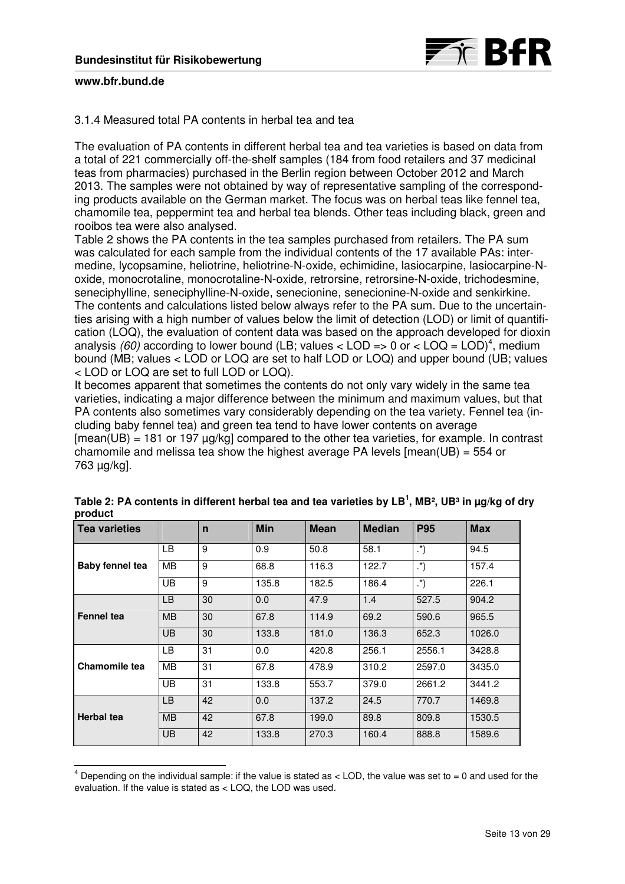### 3.1.4 Measured total PA contents in herbal tea and tea

The evaluation of PA contents in different herbal tea and tea varieties is based on data from a total of 221 commercially off-the-shelf samples (184 from food retailers and 37 medicinal teas from pharmacies) purchased in the Berlin region between October 2012 and March 2013. The samples were not obtained by way of representative sampling of the corresponding products available on the German market. The focus was on herbal teas like fennel tea, chamomile tea, peppermint tea and herbal tea blends. Other teas including black, green and rooibos tea were also analysed.

Table 2 shows the PA contents in the tea samples purchased from retailers. The PA sum was calculated for each sample from the individual contents of the 17 available PAs: intermedine, lycopsamine, heliotrine, heliotrine-N-oxide, echimidine, lasiocarpine, lasiocarpine-N-oxide, monocrotaline, monocrotaline-N-oxide, retrorsine, retrorsine-N-oxide, trichodesmine, seneciphylline, seneciphylline-N-oxide, senecionine, senecionine-N-oxide and senkirkine. The contents and calculations listed below always refer to the PA sum. Due to the uncertainties arising with a high number of values below the limit of detection (LOD) or limit of quantification (LOQ), the evaluation of content data was based on the approach developed for dioxin analysis *(60)* according to lower bound (LB; values < LOD => 0 or < LOQ = LOD)[4], medium bound (MB; values < LOD or LOQ are set to half LOD or LOQ) and upper bound (UB; values < LOD or LOQ are set to full LOD or LOQ).

It becomes apparent that sometimes the contents do not only vary widely in the same tea varieties, indicating a major difference between the minimum and maximum values, but that PA contents also sometimes vary considerably depending on the tea variety. Fennel tea (including baby fennel tea) and green tea tend to have lower contents on average [mean(UB) = 181 or 197 µg/kg] compared to the other tea varieties, for example. In contrast chamomile and melissa tea show the highest average PA levels [mean(UB) = 554 or 763 µg/kg].

**Table 2: PA contents in different herbal tea and tea varieties by LB[1], MB[2], UB[3] in µg/kg of dry product**

| Tea varieties | | n | Min | Mean | Median | P95 | Max |
|---|---|---|---|---|---|---|---|
| **Baby fennel tea** | LB | 9 | 0.9 | 50.8 | 58.1 | .*) | 94.5 |
| | MB | 9 | 68.8 | 116.3 | 122.7 | .*) | 157.4 |
| | UB | 9 | 135.8 | 182.5 | 186.4 | .*) | 226.1 |
| **Fennel tea** | LB | 30 | 0.0 | 47.9 | 1.4 | 527.5 | 904.2 |
| | MB | 30 | 67.8 | 114.9 | 69.2 | 590.6 | 965.5 |
| | UB | 30 | 133.8 | 181.0 | 136.3 | 652.3 | 1026.0 |
| **Chamomile tea** | LB | 31 | 0.0 | 420.8 | 256.1 | 2556.1 | 3428.8 |
| | MB | 31 | 67.8 | 478.9 | 310.2 | 2597.0 | 3435.0 |
| | UB | 31 | 133.8 | 553.7 | 379.0 | 2661.2 | 3441.2 |
| **Herbal tea** | LB | 42 | 0.0 | 137.2 | 24.5 | 770.7 | 1469.8 |
| | MB | 42 | 67.8 | 199.0 | 89.8 | 809.8 | 1530.5 |
| | UB | 42 | 133.8 | 270.3 | 160.4 | 888.8 | 1589.6 |

[4] Depending on the individual sample: if the value is stated as < LOD, the value was set to = 0 and used for the evaluation. If the value is stated as < LOQ, the LOD was used.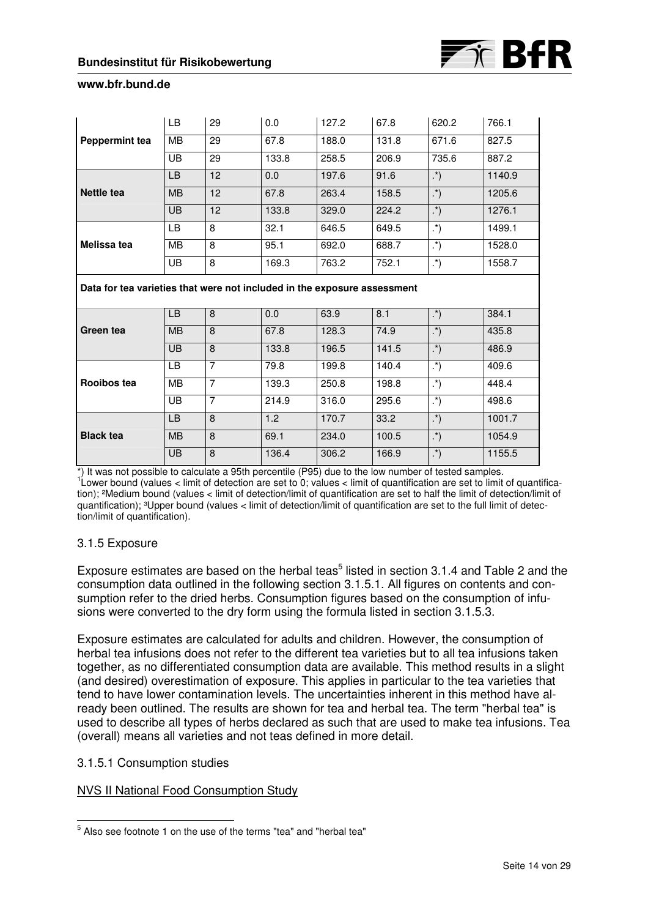| | | | | | | | |
|---|---|---|---|---|---|---|---|
| **Peppermint tea** | LB | 29 | 0.0 | 127.2 | 67.8 | 620.2 | 766.1 |
| | MB | 29 | 67.8 | 188.0 | 131.8 | 671.6 | 827.5 |
| | UB | 29 | 133.8 | 258.5 | 206.9 | 735.6 | 887.2 |
| **Nettle tea** | LB | 12 | 0.0 | 197.6 | 91.6 | .*) | 1140.9 |
| | MB | 12 | 67.8 | 263.4 | 158.5 | .*) | 1205.6 |
| | UB | 12 | 133.8 | 329.0 | 224.2 | .*) | 1276.1 |
| **Melissa tea** | LB | 8 | 32.1 | 646.5 | 649.5 | .*) | 1499.1 |
| | MB | 8 | 95.1 | 692.0 | 688.7 | .*) | 1528.0 |
| | UB | 8 | 169.3 | 763.2 | 752.1 | .*) | 1558.7 |
| **Data for tea varieties that were not included in the exposure assessment** | | | | | | | |
| **Green tea** | LB | 8 | 0.0 | 63.9 | 8.1 | .*) | 384.1 |
| | MB | 8 | 67.8 | 128.3 | 74.9 | .*) | 435.8 |
| | UB | 8 | 133.8 | 196.5 | 141.5 | .*) | 486.9 |
| **Rooibos tea** | LB | 7 | 79.8 | 199.8 | 140.4 | .*) | 409.6 |
| | MB | 7 | 139.3 | 250.8 | 198.8 | .*) | 448.4 |
| | UB | 7 | 214.9 | 316.0 | 295.6 | .*) | 498.6 |
| **Black tea** | LB | 8 | 1.2 | 170.7 | 33.2 | .*) | 1001.7 |
| | MB | 8 | 69.1 | 234.0 | 100.5 | .*) | 1054.9 |
| | UB | 8 | 136.4 | 306.2 | 166.9 | .*) | 1155.5 |

*) It was not possible to calculate a 95th percentile (P95) due to the low number of tested samples.
[1]Lower bound (values < limit of detection are set to 0; values < limit of quantification are set to limit of quantification); [2]Medium bound (values < limit of detection/limit of quantification are set to half the limit of detection/limit of quantification); [3]Upper bound (values < limit of detection/limit of quantification are set to the full limit of detection/limit of quantification).

### 3.1.5 Exposure

Exposure estimates are based on the herbal teas[5] listed in section 3.1.4 and Table 2 and the consumption data outlined in the following section 3.1.5.1. All figures on contents and consumption refer to the dried herbs. Consumption figures based on the consumption of infusions were converted to the dry form using the formula listed in section 3.1.5.3.

Exposure estimates are calculated for adults and children. However, the consumption of herbal tea infusions does not refer to the different tea varieties but to all tea infusions taken together, as no differentiated consumption data are available. This method results in a slight (and desired) overestimation of exposure. This applies in particular to the tea varieties that tend to have lower contamination levels. The uncertainties inherent in this method have already been outlined. The results are shown for tea and herbal tea. The term "herbal tea" is used to describe all types of herbs declared as such that are used to make tea infusions. Tea (overall) means all varieties and not teas defined in more detail.

#### 3.1.5.1 Consumption studies

NVS II National Food Consumption Study

[5] Also see footnote 1 on the use of the terms "tea" and "herbal tea"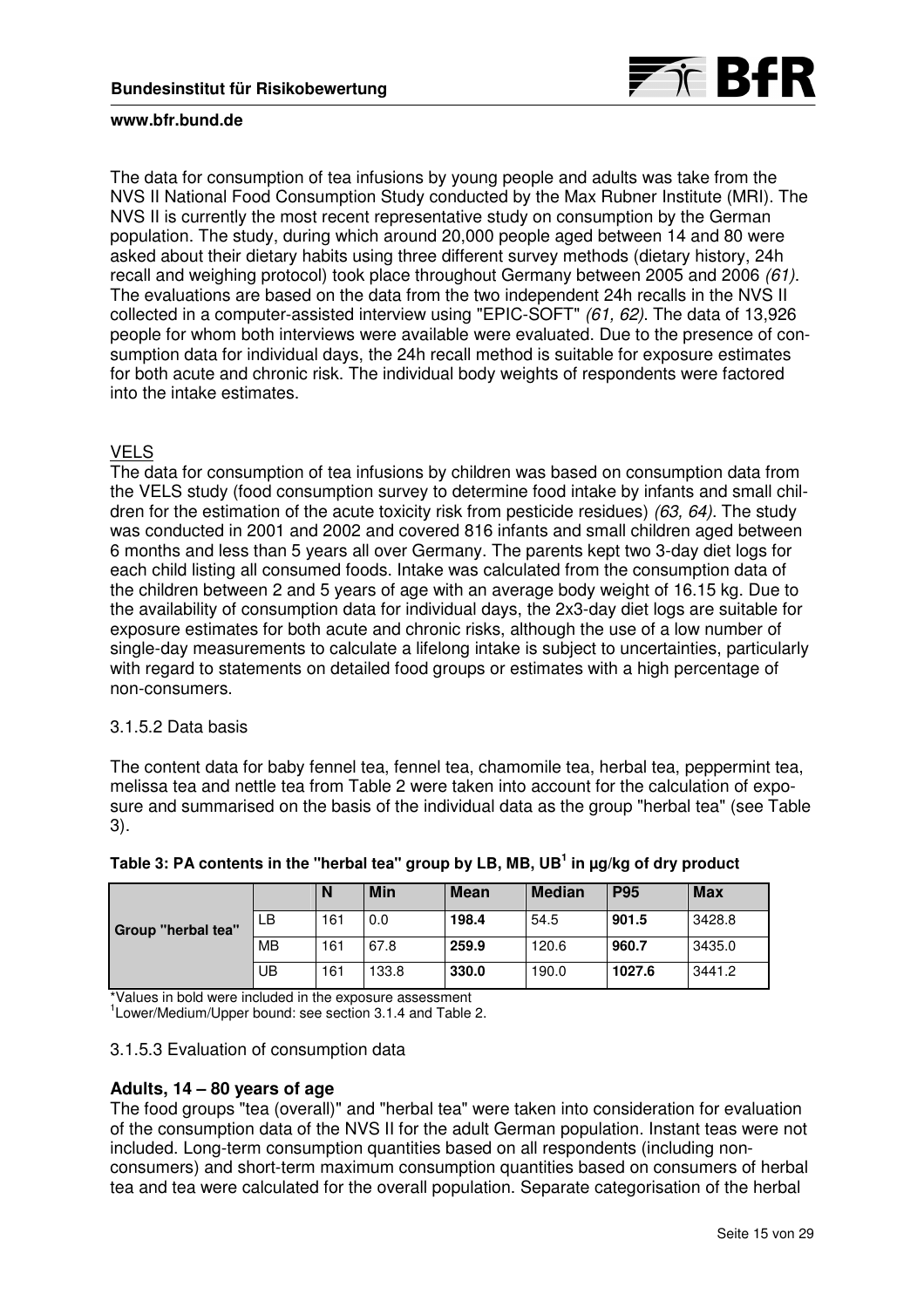The data for consumption of tea infusions by young people and adults was take from the NVS II National Food Consumption Study conducted by the Max Rubner Institute (MRI). The NVS II is currently the most recent representative study on consumption by the German population. The study, during which around 20,000 people aged between 14 and 80 were asked about their dietary habits using three different survey methods (dietary history, 24h recall and weighing protocol) took place throughout Germany between 2005 and 2006 *(61)*. The evaluations are based on the data from the two independent 24h recalls in the NVS II collected in a computer-assisted interview using "EPIC-SOFT" *(61, 62)*. The data of 13,926 people for whom both interviews were available were evaluated. Due to the presence of consumption data for individual days, the 24h recall method is suitable for exposure estimates for both acute and chronic risk. The individual body weights of respondents were factored into the intake estimates.

VELS

The data for consumption of tea infusions by children was based on consumption data from the VELS study (food consumption survey to determine food intake by infants and small children for the estimation of the acute toxicity risk from pesticide residues) *(63, 64)*. The study was conducted in 2001 and 2002 and covered 816 infants and small children aged between 6 months and less than 5 years all over Germany. The parents kept two 3-day diet logs for each child listing all consumed foods. Intake was calculated from the consumption data of the children between 2 and 5 years of age with an average body weight of 16.15 kg. Due to the availability of consumption data for individual days, the 2x3-day diet logs are suitable for exposure estimates for both acute and chronic risks, although the use of a low number of single-day measurements to calculate a lifelong intake is subject to uncertainties, particularly with regard to statements on detailed food groups or estimates with a high percentage of non-consumers.

3.1.5.2 Data basis

The content data for baby fennel tea, fennel tea, chamomile tea, herbal tea, peppermint tea, melissa tea and nettle tea from Table 2 were taken into account for the calculation of exposure and summarised on the basis of the individual data as the group "herbal tea" (see Table 3).

**Table 3: PA contents in the "herbal tea" group by LB, MB, UB[1] in µg/kg of dry product**

| | | N | Min | Mean | Median | P95 | Max |
|---|---|---|---|---|---|---|---|
| **Group "herbal tea"** | LB | 161 | 0.0 | **198.4** | 54.5 | **901.5** | 3428.8 |
| | MB | 161 | 67.8 | **259.9** | 120.6 | **960.7** | 3435.0 |
| | UB | 161 | 133.8 | **330.0** | 190.0 | **1027.6** | 3441.2 |

*Values in bold were included in the exposure assessment
[1]Lower/Medium/Upper bound: see section 3.1.4 and Table 2.

3.1.5.3 Evaluation of consumption data

**Adults, 14 – 80 years of age**

The food groups "tea (overall)" and "herbal tea" were taken into consideration for evaluation of the consumption data of the NVS II for the adult German population. Instant teas were not included. Long-term consumption quantities based on all respondents (including non-consumers) and short-term maximum consumption quantities based on consumers of herbal tea and tea were calculated for the overall population. Separate categorisation of the herbal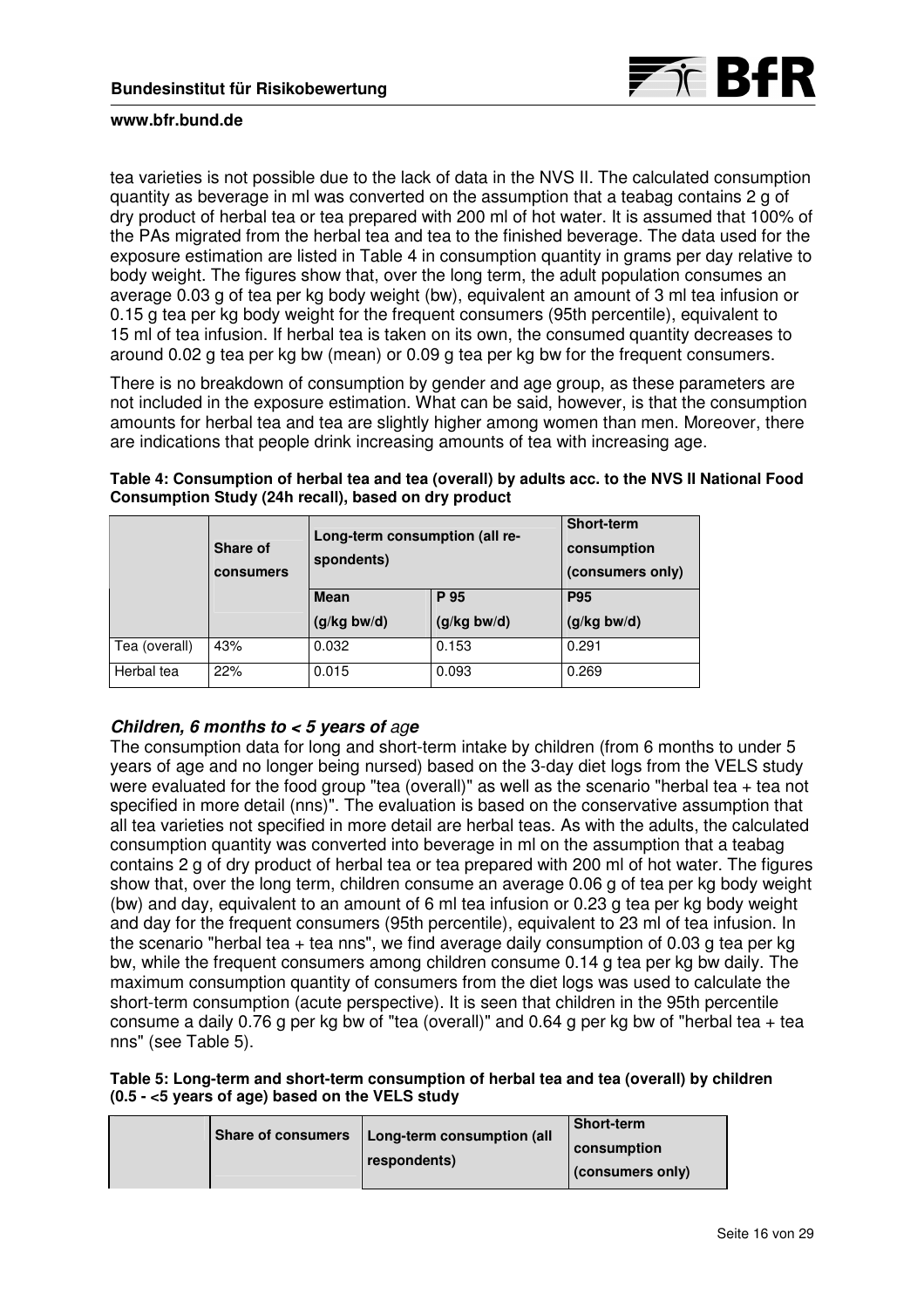tea varieties is not possible due to the lack of data in the NVS II. The calculated consumption quantity as beverage in ml was converted on the assumption that a teabag contains 2 g of dry product of herbal tea or tea prepared with 200 ml of hot water. It is assumed that 100% of the PAs migrated from the herbal tea and tea to the finished beverage. The data used for the exposure estimation are listed in Table 4 in consumption quantity in grams per day relative to body weight. The figures show that, over the long term, the adult population consumes an average 0.03 g of tea per kg body weight (bw), equivalent an amount of 3 ml tea infusion or 0.15 g tea per kg body weight for the frequent consumers (95th percentile), equivalent to 15 ml of tea infusion. If herbal tea is taken on its own, the consumed quantity decreases to around 0.02 g tea per kg bw (mean) or 0.09 g tea per kg bw for the frequent consumers.

There is no breakdown of consumption by gender and age group, as these parameters are not included in the exposure estimation. What can be said, however, is that the consumption amounts for herbal tea and tea are slightly higher among women than men. Moreover, there are indications that people drink increasing amounts of tea with increasing age.

**Table 4: Consumption of herbal tea and tea (overall) by adults acc. to the NVS II National Food Consumption Study (24h recall), based on dry product**

| | Share of consumers | Long-term consumption (all respondents) | | Short-term consumption (consumers only) |
|---|---|---|---|---|
| | | Mean (g/kg bw/d) | P 95 (g/kg bw/d) | P95 (g/kg bw/d) |
| Tea (overall) | 43% | 0.032 | 0.153 | 0.291 |
| Herbal tea | 22% | 0.015 | 0.093 | 0.269 |

### *Children, 6 months to < 5 years of age*

The consumption data for long and short-term intake by children (from 6 months to under 5 years of age and no longer being nursed) based on the 3-day diet logs from the VELS study were evaluated for the food group "tea (overall)" as well as the scenario "herbal tea + tea not specified in more detail (nns)". The evaluation is based on the conservative assumption that all tea varieties not specified in more detail are herbal teas. As with the adults, the calculated consumption quantity was converted into beverage in ml on the assumption that a teabag contains 2 g of dry product of herbal tea or tea prepared with 200 ml of hot water. The figures show that, over the long term, children consume an average 0.06 g of tea per kg body weight (bw) and day, equivalent to an amount of 6 ml tea infusion or 0.23 g tea per kg body weight and day for the frequent consumers (95th percentile), equivalent to 23 ml of tea infusion. In the scenario "herbal tea + tea nns", we find average daily consumption of 0.03 g tea per kg bw, while the frequent consumers among children consume 0.14 g tea per kg bw daily. The maximum consumption quantity of consumers from the diet logs was used to calculate the short-term consumption (acute perspective). It is seen that children in the 95th percentile consume a daily 0.76 g per kg bw of "tea (overall)" and 0.64 g per kg bw of "herbal tea + tea nns" (see Table 5).

**Table 5: Long-term and short-term consumption of herbal tea and tea (overall) by children (0.5 - <5 years of age) based on the VELS study**

| | Share of consumers | Long-term consumption (all respondents) | Short-term consumption (consumers only) |
|---|---|---|---|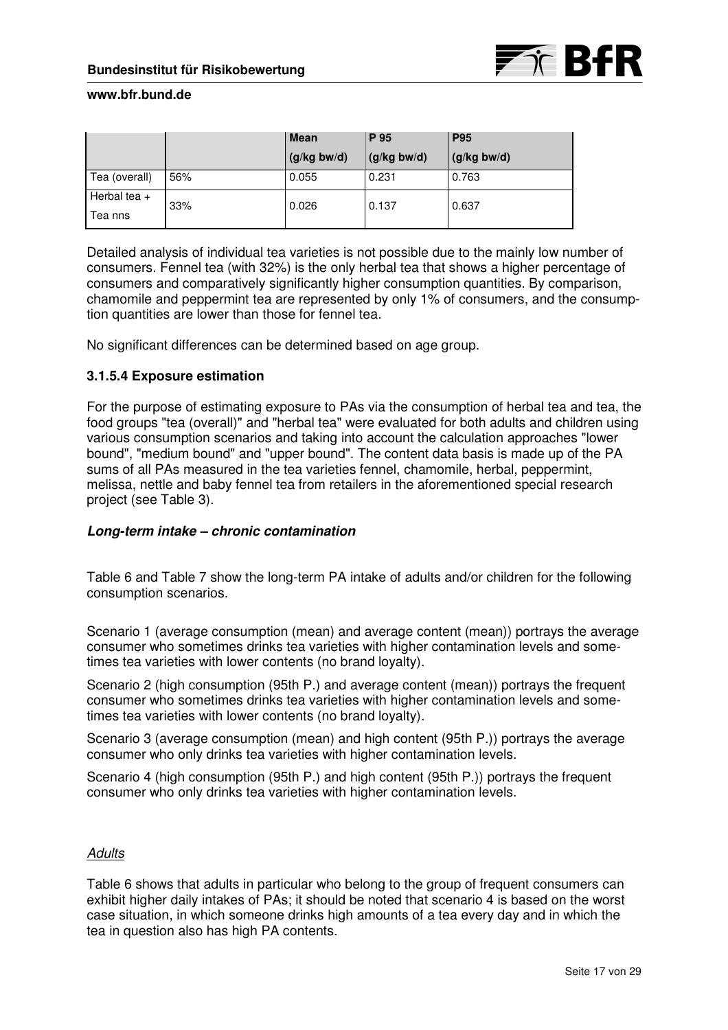| | | Mean (g/kg bw/d) | P 95 (g/kg bw/d) | P95 (g/kg bw/d) |
|---|---|---|---|---|
| Tea (overall) | 56% | 0.055 | 0.231 | 0.763 |
| Herbal tea + Tea nns | 33% | 0.026 | 0.137 | 0.637 |

Detailed analysis of individual tea varieties is not possible due to the mainly low number of consumers. Fennel tea (with 32%) is the only herbal tea that shows a higher percentage of consumers and comparatively significantly higher consumption quantities. By comparison, chamomile and peppermint tea are represented by only 1% of consumers, and the consumption quantities are lower than those for fennel tea.

No significant differences can be determined based on age group.

### 3.1.5.4 Exposure estimation

For the purpose of estimating exposure to PAs via the consumption of herbal tea and tea, the food groups "tea (overall)" and "herbal tea" were evaluated for both adults and children using various consumption scenarios and taking into account the calculation approaches "lower bound", "medium bound" and "upper bound". The content data basis is made up of the PA sums of all PAs measured in the tea varieties fennel, chamomile, herbal, peppermint, melissa, nettle and baby fennel tea from retailers in the aforementioned special research project (see Table 3).

***Long-term intake – chronic contamination***

Table 6 and Table 7 show the long-term PA intake of adults and/or children for the following consumption scenarios.

Scenario 1 (average consumption (mean) and average content (mean)) portrays the average consumer who sometimes drinks tea varieties with higher contamination levels and sometimes tea varieties with lower contents (no brand loyalty).

Scenario 2 (high consumption (95th P.) and average content (mean)) portrays the frequent consumer who sometimes drinks tea varieties with higher contamination levels and sometimes tea varieties with lower contents (no brand loyalty).

Scenario 3 (average consumption (mean) and high content (95th P.)) portrays the average consumer who only drinks tea varieties with higher contamination levels.

Scenario 4 (high consumption (95th P.) and high content (95th P.)) portrays the frequent consumer who only drinks tea varieties with higher contamination levels.

<u>Adults</u>

Table 6 shows that adults in particular who belong to the group of frequent consumers can exhibit higher daily intakes of PAs; it should be noted that scenario 4 is based on the worst case situation, in which someone drinks high amounts of a tea every day and in which the tea in question also has high PA contents.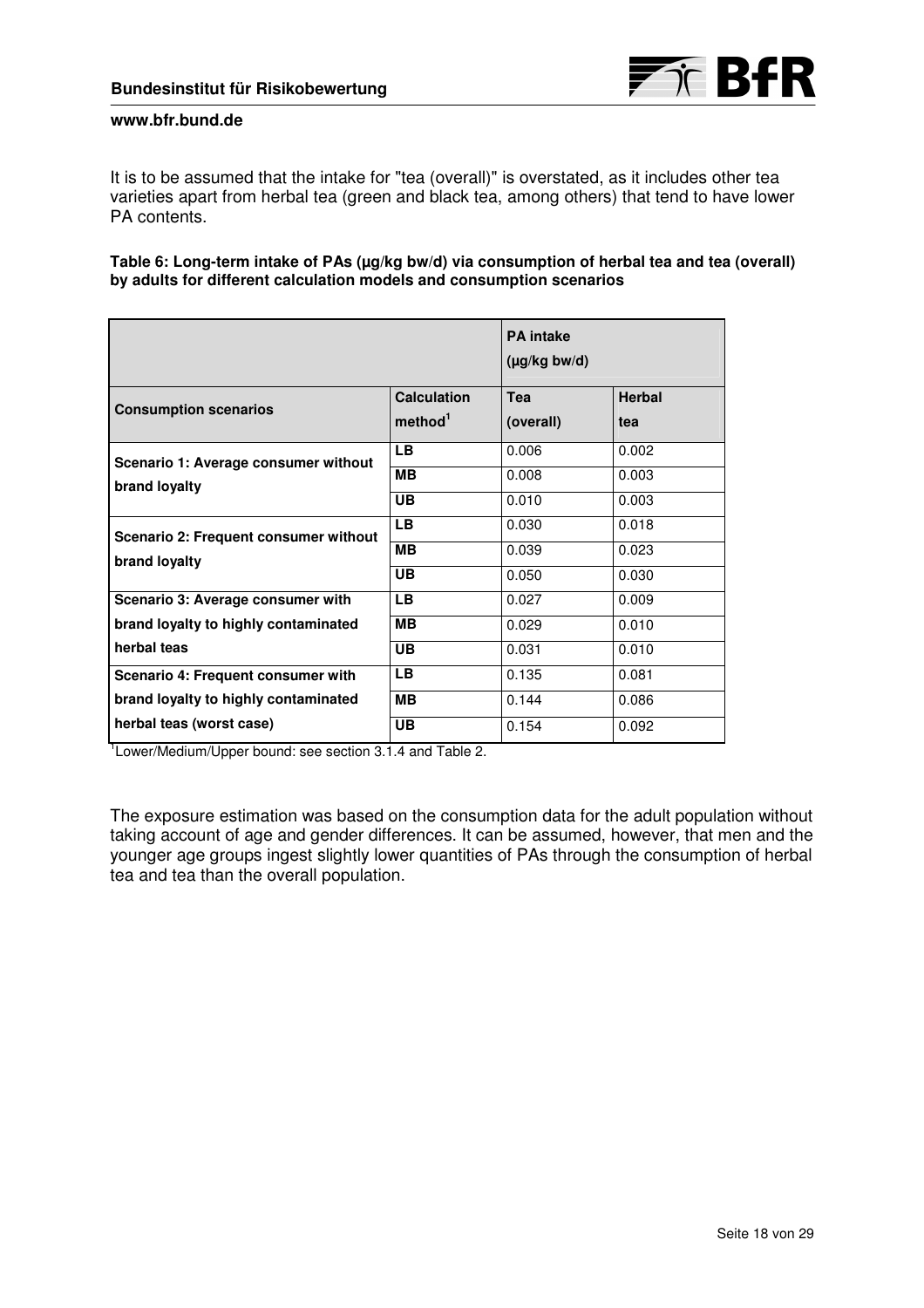It is to be assumed that the intake for "tea (overall)" is overstated, as it includes other tea varieties apart from herbal tea (green and black tea, among others) that tend to have lower PA contents.

**Table 6: Long-term intake of PAs (µg/kg bw/d) via consumption of herbal tea and tea (overall) by adults for different calculation models and consumption scenarios**

| | | PA intake (µg/kg bw/d) | |
|---|---|---|---|
| **Consumption scenarios** | **Calculation method**[1] | **Tea (overall)** | **Herbal tea** |
| **Scenario 1: Average consumer without brand loyalty** | **LB** | 0.006 | 0.002 |
| | **MB** | 0.008 | 0.003 |
| | **UB** | 0.010 | 0.003 |
| **Scenario 2: Frequent consumer without brand loyalty** | **LB** | 0.030 | 0.018 |
| | **MB** | 0.039 | 0.023 |
| | **UB** | 0.050 | 0.030 |
| **Scenario 3: Average consumer with brand loyalty to highly contaminated herbal teas** | **LB** | 0.027 | 0.009 |
| | **MB** | 0.029 | 0.010 |
| | **UB** | 0.031 | 0.010 |
| **Scenario 4: Frequent consumer with brand loyalty to highly contaminated herbal teas (worst case)** | **LB** | 0.135 | 0.081 |
| | **MB** | 0.144 | 0.086 |
| | **UB** | 0.154 | 0.092 |

[1]Lower/Medium/Upper bound: see section 3.1.4 and Table 2.

The exposure estimation was based on the consumption data for the adult population without taking account of age and gender differences. It can be assumed, however, that men and the younger age groups ingest slightly lower quantities of PAs through the consumption of herbal tea and tea than the overall population.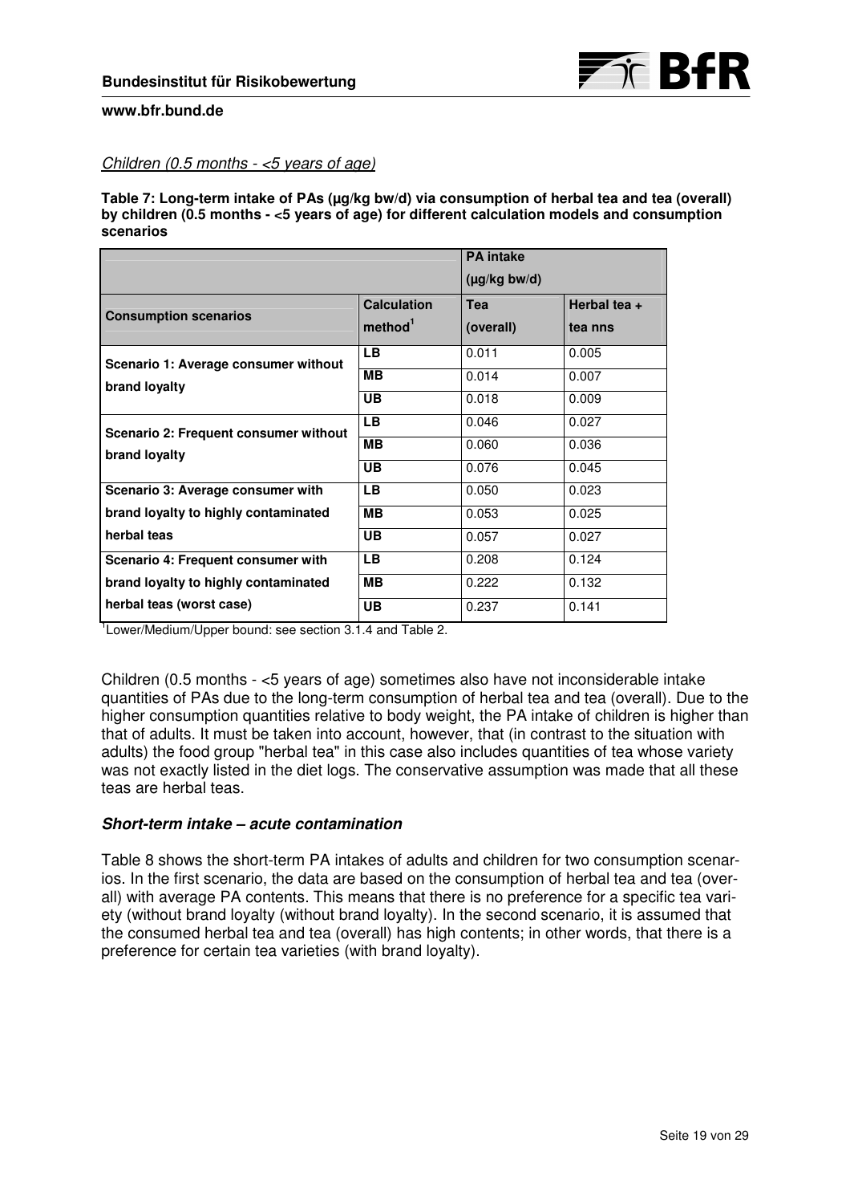*Children (0.5 months - <5 years of age)*

**Table 7: Long-term intake of PAs (µg/kg bw/d) via consumption of herbal tea and tea (overall) by children (0.5 months - <5 years of age) for different calculation models and consumption scenarios**

| | | PA intake (µg/kg bw/d) | |
|---|---|---|---|
| **Consumption scenarios** | **Calculation method**[1] | **Tea (overall)** | **Herbal tea + tea nns** |
| **Scenario 1: Average consumer without brand loyalty** | **LB** | 0.011 | 0.005 |
| | **MB** | 0.014 | 0.007 |
| | **UB** | 0.018 | 0.009 |
| **Scenario 2: Frequent consumer without brand loyalty** | **LB** | 0.046 | 0.027 |
| | **MB** | 0.060 | 0.036 |
| | **UB** | 0.076 | 0.045 |
| **Scenario 3: Average consumer with brand loyalty to highly contaminated herbal teas** | **LB** | 0.050 | 0.023 |
| | **MB** | 0.053 | 0.025 |
| | **UB** | 0.057 | 0.027 |
| **Scenario 4: Frequent consumer with brand loyalty to highly contaminated herbal teas (worst case)** | **LB** | 0.208 | 0.124 |
| | **MB** | 0.222 | 0.132 |
| | **UB** | 0.237 | 0.141 |

[1]Lower/Medium/Upper bound: see section 3.1.4 and Table 2.

Children (0.5 months - <5 years of age) sometimes also have not inconsiderable intake quantities of PAs due to the long-term consumption of herbal tea and tea (overall). Due to the higher consumption quantities relative to body weight, the PA intake of children is higher than that of adults. It must be taken into account, however, that (in contrast to the situation with adults) the food group "herbal tea" in this case also includes quantities of tea whose variety was not exactly listed in the diet logs. The conservative assumption was made that all these teas are herbal teas.

### *Short-term intake – acute contamination*

Table 8 shows the short-term PA intakes of adults and children for two consumption scenarios. In the first scenario, the data are based on the consumption of herbal tea and tea (overall) with average PA contents. This means that there is no preference for a specific tea variety (without brand loyalty (without brand loyalty). In the second scenario, it is assumed that the consumed herbal tea and tea (overall) has high contents; in other words, that there is a preference for certain tea varieties (with brand loyalty).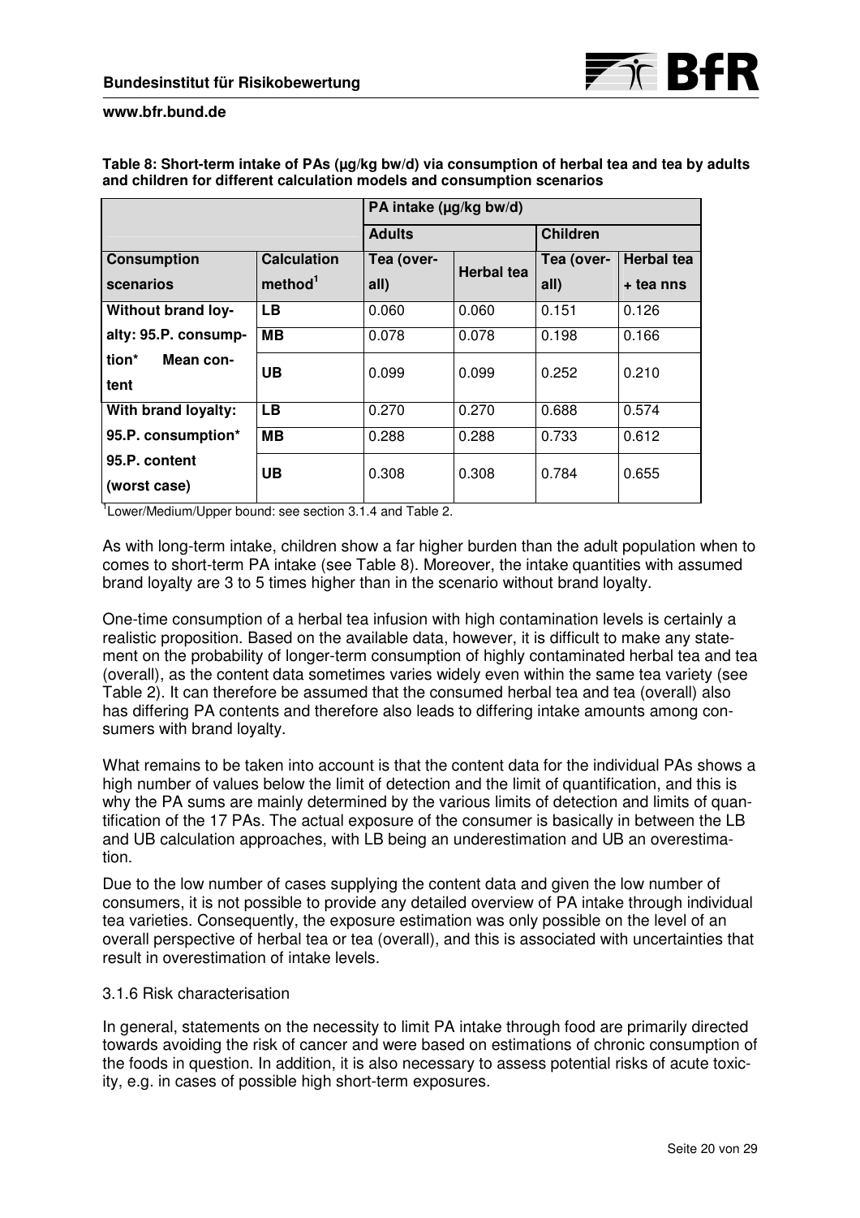**Table 8: Short-term intake of PAs (µg/kg bw/d) via consumption of herbal tea and tea by adults and children for different calculation models and consumption scenarios**

| | | PA intake (µg/kg bw/d) | | | |
|---|---|---|---|---|---|
| | | **Adults** | | **Children** | |
| **Consumption scenarios** | **Calculation method[1]** | **Tea (overall)** | **Herbal tea** | **Tea (overall)** | **Herbal tea + tea nns** |
| **Without brand loyalty: 95.P. consumption* Mean content** | **LB** | 0.060 | 0.060 | 0.151 | 0.126 |
| | **MB** | 0.078 | 0.078 | 0.198 | 0.166 |
| | **UB** | 0.099 | 0.099 | 0.252 | 0.210 |
| **With brand loyalty: 95.P. consumption* 95.P. content (worst case)** | **LB** | 0.270 | 0.270 | 0.688 | 0.574 |
| | **MB** | 0.288 | 0.288 | 0.733 | 0.612 |
| | **UB** | 0.308 | 0.308 | 0.784 | 0.655 |

[1]Lower/Medium/Upper bound: see section 3.1.4 and Table 2.

As with long-term intake, children show a far higher burden than the adult population when to comes to short-term PA intake (see Table 8). Moreover, the intake quantities with assumed brand loyalty are 3 to 5 times higher than in the scenario without brand loyalty.

One-time consumption of a herbal tea infusion with high contamination levels is certainly a realistic proposition. Based on the available data, however, it is difficult to make any statement on the probability of longer-term consumption of highly contaminated herbal tea and tea (overall), as the content data sometimes varies widely even within the same tea variety (see Table 2). It can therefore be assumed that the consumed herbal tea and tea (overall) also has differing PA contents and therefore also leads to differing intake amounts among consumers with brand loyalty.

What remains to be taken into account is that the content data for the individual PAs shows a high number of values below the limit of detection and the limit of quantification, and this is why the PA sums are mainly determined by the various limits of detection and limits of quantification of the 17 PAs. The actual exposure of the consumer is basically in between the LB and UB calculation approaches, with LB being an underestimation and UB an overestimation.

Due to the low number of cases supplying the content data and given the low number of consumers, it is not possible to provide any detailed overview of PA intake through individual tea varieties. Consequently, the exposure estimation was only possible on the level of an overall perspective of herbal tea or tea (overall), and this is associated with uncertainties that result in overestimation of intake levels.

### 3.1.6 Risk characterisation

In general, statements on the necessity to limit PA intake through food are primarily directed towards avoiding the risk of cancer and were based on estimations of chronic consumption of the foods in question. In addition, it is also necessary to assess potential risks of acute toxicity, e.g. in cases of possible high short-term exposures.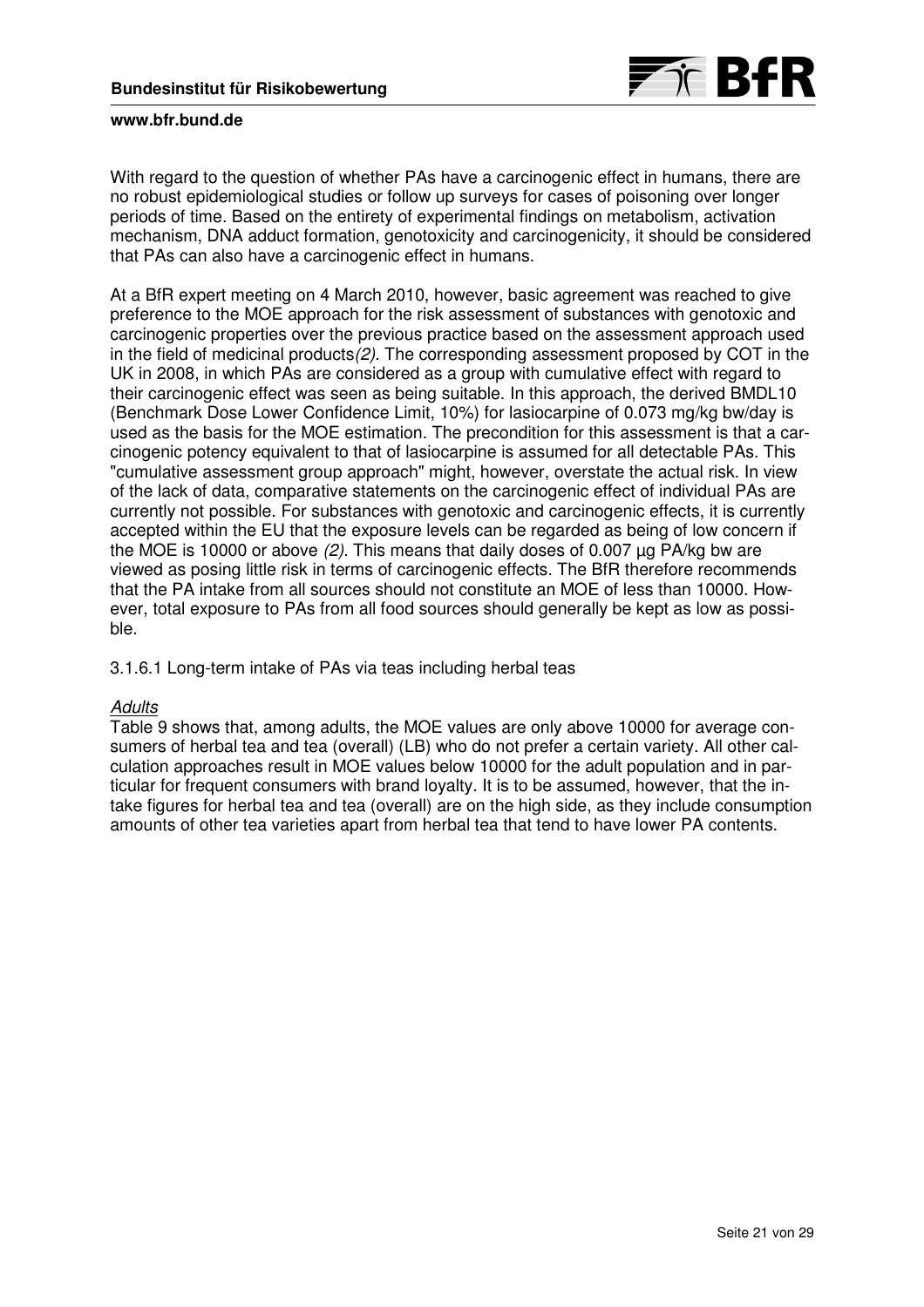With regard to the question of whether PAs have a carcinogenic effect in humans, there are no robust epidemiological studies or follow up surveys for cases of poisoning over longer periods of time. Based on the entirety of experimental findings on metabolism, activation mechanism, DNA adduct formation, genotoxicity and carcinogenicity, it should be considered that PAs can also have a carcinogenic effect in humans.

At a BfR expert meeting on 4 March 2010, however, basic agreement was reached to give preference to the MOE approach for the risk assessment of substances with genotoxic and carcinogenic properties over the previous practice based on the assessment approach used in the field of medicinal products *(2)*. The corresponding assessment proposed by COT in the UK in 2008, in which PAs are considered as a group with cumulative effect with regard to their carcinogenic effect was seen as being suitable. In this approach, the derived BMDL10 (Benchmark Dose Lower Confidence Limit, 10%) for lasiocarpine of 0.073 mg/kg bw/day is used as the basis for the MOE estimation. The precondition for this assessment is that a carcinogenic potency equivalent to that of lasiocarpine is assumed for all detectable PAs. This "cumulative assessment group approach" might, however, overstate the actual risk. In view of the lack of data, comparative statements on the carcinogenic effect of individual PAs are currently not possible. For substances with genotoxic and carcinogenic effects, it is currently accepted within the EU that the exposure levels can be regarded as being of low concern if the MOE is 10000 or above *(2)*. This means that daily doses of 0.007 µg PA/kg bw are viewed as posing little risk in terms of carcinogenic effects. The BfR therefore recommends that the PA intake from all sources should not constitute an MOE of less than 10000. However, total exposure to PAs from all food sources should generally be kept as low as possible.

3.1.6.1 Long-term intake of PAs via teas including herbal teas

*Adults*

Table 9 shows that, among adults, the MOE values are only above 10000 for average consumers of herbal tea and tea (overall) (LB) who do not prefer a certain variety. All other calculation approaches result in MOE values below 10000 for the adult population and in particular for frequent consumers with brand loyalty. It is to be assumed, however, that the intake figures for herbal tea and tea (overall) are on the high side, as they include consumption amounts of other tea varieties apart from herbal tea that tend to have lower PA contents.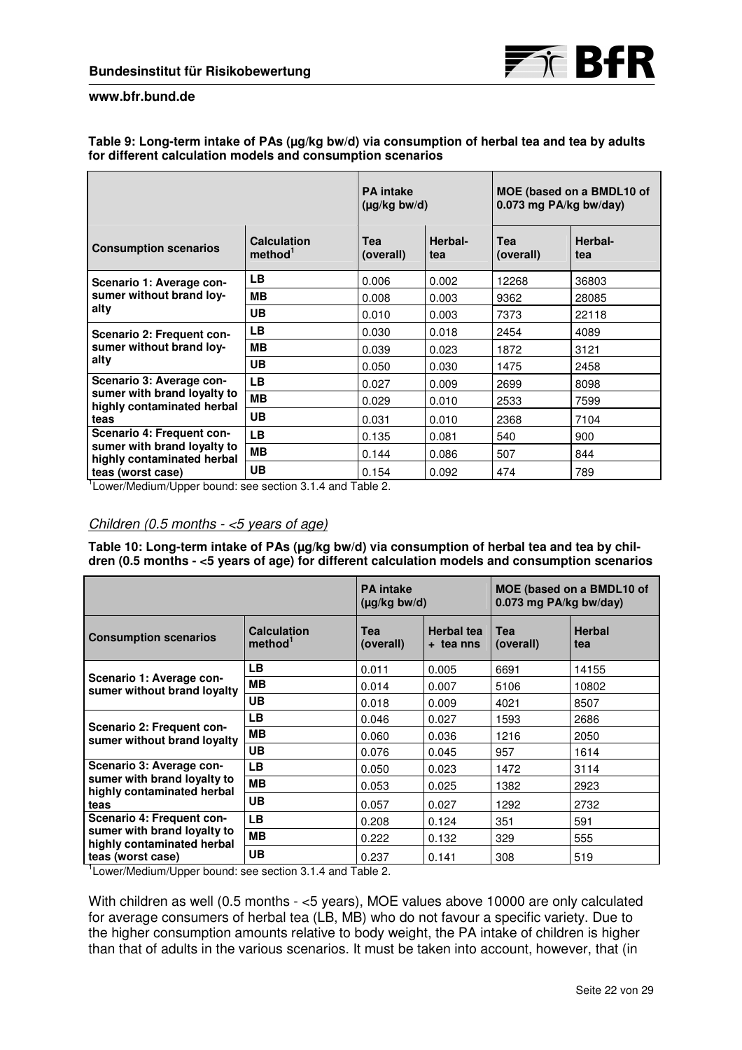**Table 9: Long-term intake of PAs (µg/kg bw/d) via consumption of herbal tea and tea by adults for different calculation models and consumption scenarios**

| | | PA intake (µg/kg bw/d) | | MOE (based on a BMDL10 of 0.073 mg PA/kg bw/day) | |
|---|---|---|---|---|---|
| **Consumption scenarios** | **Calculation method**[1] | **Tea (overall)** | **Herbal-tea** | **Tea (overall)** | **Herbal-tea** |
| **Scenario 1: Average consumer without brand loyalty** | **LB** | 0.006 | 0.002 | 12268 | 36803 |
| | **MB** | 0.008 | 0.003 | 9362 | 28085 |
| | **UB** | 0.010 | 0.003 | 7373 | 22118 |
| **Scenario 2: Frequent consumer without brand loyalty** | **LB** | 0.030 | 0.018 | 2454 | 4089 |
| | **MB** | 0.039 | 0.023 | 1872 | 3121 |
| | **UB** | 0.050 | 0.030 | 1475 | 2458 |
| **Scenario 3: Average consumer with brand loyalty to highly contaminated herbal teas** | **LB** | 0.027 | 0.009 | 2699 | 8098 |
| | **MB** | 0.029 | 0.010 | 2533 | 7599 |
| | **UB** | 0.031 | 0.010 | 2368 | 7104 |
| **Scenario 4: Frequent consumer with brand loyalty to highly contaminated herbal teas (worst case)** | **LB** | 0.135 | 0.081 | 540 | 900 |
| | **MB** | 0.144 | 0.086 | 507 | 844 |
| | **UB** | 0.154 | 0.092 | 474 | 789 |

[1]Lower/Medium/Upper bound: see section 3.1.4 and Table 2.

*Children (0.5 months - <5 years of age)*

**Table 10: Long-term intake of PAs (µg/kg bw/d) via consumption of herbal tea and tea by children (0.5 months - <5 years of age) for different calculation models and consumption scenarios**

| | | PA intake (µg/kg bw/d) | | MOE (based on a BMDL10 of 0.073 mg PA/kg bw/day) | |
|---|---|---|---|---|---|
| **Consumption scenarios** | **Calculation method**[1] | **Tea (overall)** | **Herbal tea + tea nns** | **Tea (overall)** | **Herbal tea** |
| **Scenario 1: Average consumer without brand loyalty** | **LB** | 0.011 | 0.005 | 6691 | 14155 |
| | **MB** | 0.014 | 0.007 | 5106 | 10802 |
| | **UB** | 0.018 | 0.009 | 4021 | 8507 |
| **Scenario 2: Frequent consumer without brand loyalty** | **LB** | 0.046 | 0.027 | 1593 | 2686 |
| | **MB** | 0.060 | 0.036 | 1216 | 2050 |
| | **UB** | 0.076 | 0.045 | 957 | 1614 |
| **Scenario 3: Average consumer with brand loyalty to highly contaminated herbal teas** | **LB** | 0.050 | 0.023 | 1472 | 3114 |
| | **MB** | 0.053 | 0.025 | 1382 | 2923 |
| | **UB** | 0.057 | 0.027 | 1292 | 2732 |
| **Scenario 4: Frequent consumer with brand loyalty to highly contaminated herbal teas (worst case)** | **LB** | 0.208 | 0.124 | 351 | 591 |
| | **MB** | 0.222 | 0.132 | 329 | 555 |
| | **UB** | 0.237 | 0.141 | 308 | 519 |

[1]Lower/Medium/Upper bound: see section 3.1.4 and Table 2.

With children as well (0.5 months - <5 years), MOE values above 10000 are only calculated for average consumers of herbal tea (LB, MB) who do not favour a specific variety. Due to the higher consumption amounts relative to body weight, the PA intake of children is higher than that of adults in the various scenarios. It must be taken into account, however, that (in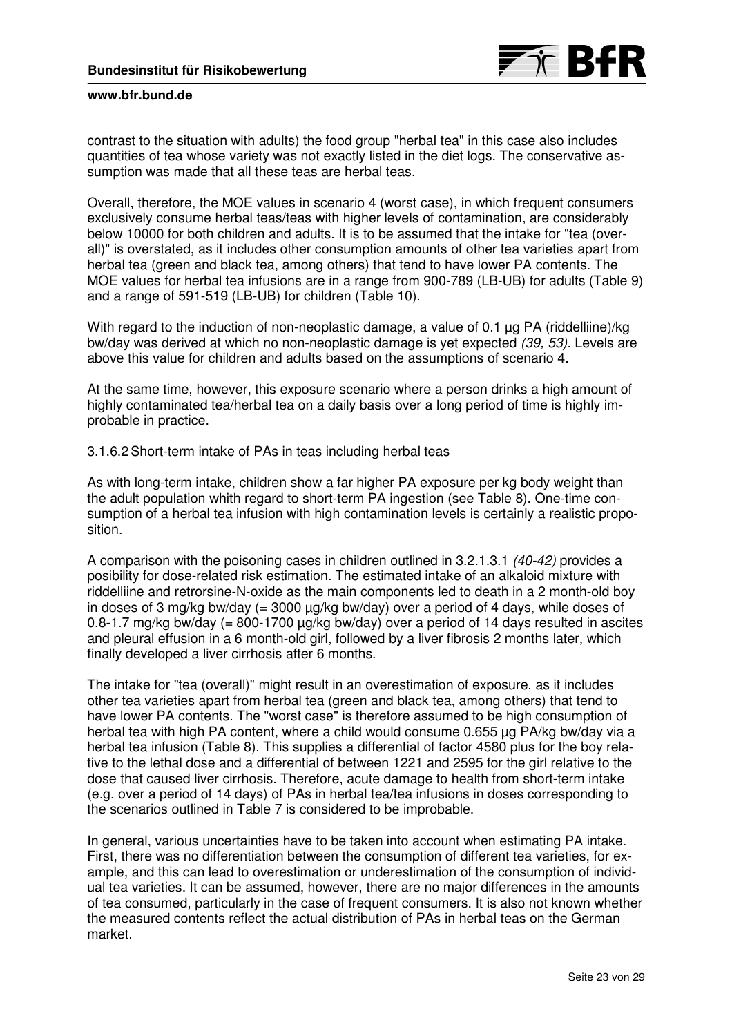contrast to the situation with adults) the food group "herbal tea" in this case also includes quantities of tea whose variety was not exactly listed in the diet logs. The conservative assumption was made that all these teas are herbal teas.

Overall, therefore, the MOE values in scenario 4 (worst case), in which frequent consumers exclusively consume herbal teas/teas with higher levels of contamination, are considerably below 10000 for both children and adults. It is to be assumed that the intake for "tea (overall)" is overstated, as it includes other consumption amounts of other tea varieties apart from herbal tea (green and black tea, among others) that tend to have lower PA contents. The MOE values for herbal tea infusions are in a range from 900-789 (LB-UB) for adults (Table 9) and a range of 591-519 (LB-UB) for children (Table 10).

With regard to the induction of non-neoplastic damage, a value of 0.1 µg PA (riddelliine)/kg bw/day was derived at which no non-neoplastic damage is yet expected *(39, 53)*. Levels are above this value for children and adults based on the assumptions of scenario 4.

At the same time, however, this exposure scenario where a person drinks a high amount of highly contaminated tea/herbal tea on a daily basis over a long period of time is highly improbable in practice.

### 3.1.6.2 Short-term intake of PAs in teas including herbal teas

As with long-term intake, children show a far higher PA exposure per kg body weight than the adult population whith regard to short-term PA ingestion (see Table 8). One-time consumption of a herbal tea infusion with high contamination levels is certainly a realistic proposition.

A comparison with the poisoning cases in children outlined in 3.2.1.3.1 *(40-42)* provides a posibility for dose-related risk estimation. The estimated intake of an alkaloid mixture with riddelliine and retrorsine-N-oxide as the main components led to death in a 2 month-old boy in doses of 3 mg/kg bw/day (= 3000 µg/kg bw/day) over a period of 4 days, while doses of 0.8-1.7 mg/kg bw/day (= 800-1700 µg/kg bw/day) over a period of 14 days resulted in ascites and pleural effusion in a 6 month-old girl, followed by a liver fibrosis 2 months later, which finally developed a liver cirrhosis after 6 months.

The intake for "tea (overall)" might result in an overestimation of exposure, as it includes other tea varieties apart from herbal tea (green and black tea, among others) that tend to have lower PA contents. The "worst case" is therefore assumed to be high consumption of herbal tea with high PA content, where a child would consume 0.655 µg PA/kg bw/day via a herbal tea infusion (Table 8). This supplies a differential of factor 4580 plus for the boy relative to the lethal dose and a differential of between 1221 and 2595 for the girl relative to the dose that caused liver cirrhosis. Therefore, acute damage to health from short-term intake (e.g. over a period of 14 days) of PAs in herbal tea/tea infusions in doses corresponding to the scenarios outlined in Table 7 is considered to be improbable.

In general, various uncertainties have to be taken into account when estimating PA intake. First, there was no differentiation between the consumption of different tea varieties, for example, and this can lead to overestimation or underestimation of the consumption of individual tea varieties. It can be assumed, however, there are no major differences in the amounts of tea consumed, particularly in the case of frequent consumers. It is also not known whether the measured contents reflect the actual distribution of PAs in herbal teas on the German market.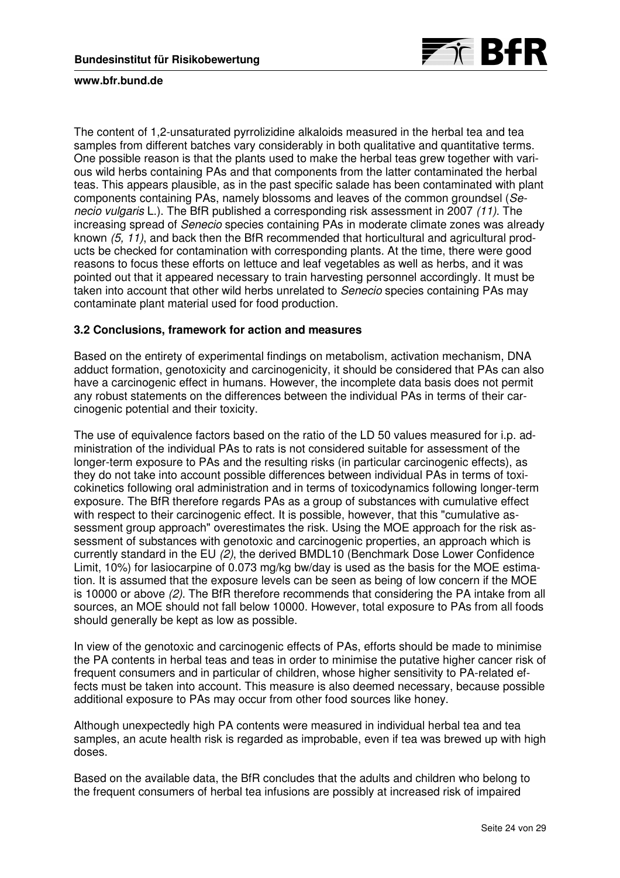The content of 1,2-unsaturated pyrrolizidine alkaloids measured in the herbal tea and tea samples from different batches vary considerably in both qualitative and quantitative terms. One possible reason is that the plants used to make the herbal teas grew together with various wild herbs containing PAs and that components from the latter contaminated the herbal teas. This appears plausible, as in the past specific salade has been contaminated with plant components containing PAs, namely blossoms and leaves of the common groundsel (*Senecio vulgaris* L.). The BfR published a corresponding risk assessment in 2007 *(11)*. The increasing spread of *Senecio* species containing PAs in moderate climate zones was already known *(5, 11)*, and back then the BfR recommended that horticultural and agricultural products be checked for contamination with corresponding plants. At the time, there were good reasons to focus these efforts on lettuce and leaf vegetables as well as herbs, and it was pointed out that it appeared necessary to train harvesting personnel accordingly. It must be taken into account that other wild herbs unrelated to *Senecio* species containing PAs may contaminate plant material used for food production.

### 3.2 Conclusions, framework for action and measures

Based on the entirety of experimental findings on metabolism, activation mechanism, DNA adduct formation, genotoxicity and carcinogenicity, it should be considered that PAs can also have a carcinogenic effect in humans. However, the incomplete data basis does not permit any robust statements on the differences between the individual PAs in terms of their carcinogenic potential and their toxicity.

The use of equivalence factors based on the ratio of the LD 50 values measured for i.p. administration of the individual PAs to rats is not considered suitable for assessment of the longer-term exposure to PAs and the resulting risks (in particular carcinogenic effects), as they do not take into account possible differences between individual PAs in terms of toxicokinetics following oral administration and in terms of toxicodynamics following longer-term exposure. The BfR therefore regards PAs as a group of substances with cumulative effect with respect to their carcinogenic effect. It is possible, however, that this "cumulative assessment group approach" overestimates the risk. Using the MOE approach for the risk assessment of substances with genotoxic and carcinogenic properties, an approach which is currently standard in the EU *(2)*, the derived BMDL10 (Benchmark Dose Lower Confidence Limit, 10%) for lasiocarpine of 0.073 mg/kg bw/day is used as the basis for the MOE estimation. It is assumed that the exposure levels can be seen as being of low concern if the MOE is 10000 or above *(2)*. The BfR therefore recommends that considering the PA intake from all sources, an MOE should not fall below 10000. However, total exposure to PAs from all foods should generally be kept as low as possible.

In view of the genotoxic and carcinogenic effects of PAs, efforts should be made to minimise the PA contents in herbal teas and teas in order to minimise the putative higher cancer risk of frequent consumers and in particular of children, whose higher sensitivity to PA-related effects must be taken into account. This measure is also deemed necessary, because possible additional exposure to PAs may occur from other food sources like honey.

Although unexpectedly high PA contents were measured in individual herbal tea and tea samples, an acute health risk is regarded as improbable, even if tea was brewed up with high doses.

Based on the available data, the BfR concludes that the adults and children who belong to the frequent consumers of herbal tea infusions are possibly at increased risk of impaired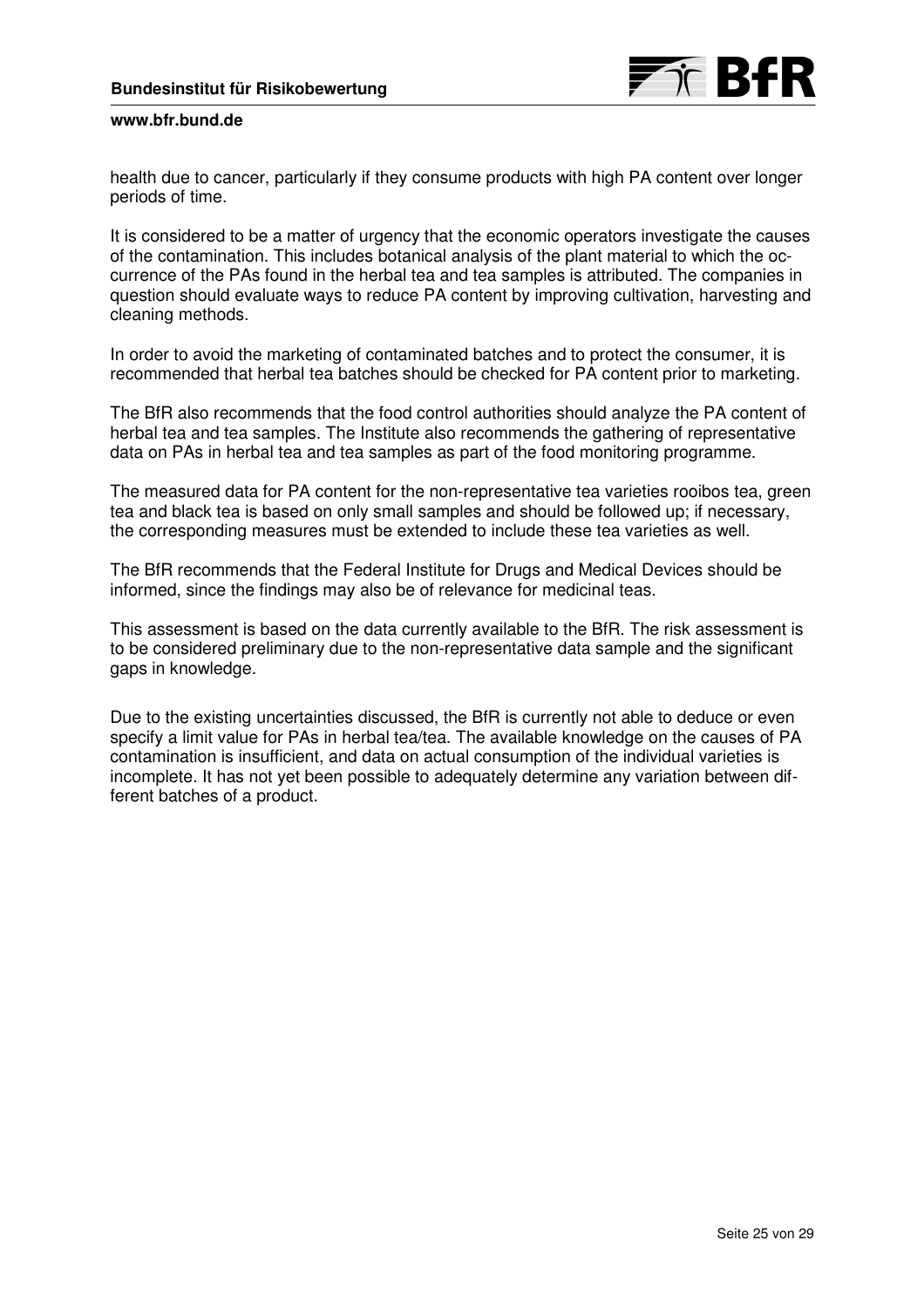health due to cancer, particularly if they consume products with high PA content over longer periods of time.

It is considered to be a matter of urgency that the economic operators investigate the causes of the contamination. This includes botanical analysis of the plant material to which the occurrence of the PAs found in the herbal tea and tea samples is attributed. The companies in question should evaluate ways to reduce PA content by improving cultivation, harvesting and cleaning methods.

In order to avoid the marketing of contaminated batches and to protect the consumer, it is recommended that herbal tea batches should be checked for PA content prior to marketing.

The BfR also recommends that the food control authorities should analyze the PA content of herbal tea and tea samples. The Institute also recommends the gathering of representative data on PAs in herbal tea and tea samples as part of the food monitoring programme.

The measured data for PA content for the non-representative tea varieties rooibos tea, green tea and black tea is based on only small samples and should be followed up; if necessary, the corresponding measures must be extended to include these tea varieties as well.

The BfR recommends that the Federal Institute for Drugs and Medical Devices should be informed, since the findings may also be of relevance for medicinal teas.

This assessment is based on the data currently available to the BfR. The risk assessment is to be considered preliminary due to the non-representative data sample and the significant gaps in knowledge.

Due to the existing uncertainties discussed, the BfR is currently not able to deduce or even specify a limit value for PAs in herbal tea/tea. The available knowledge on the causes of PA contamination is insufficient, and data on actual consumption of the individual varieties is incomplete. It has not yet been possible to adequately determine any variation between different batches of a product.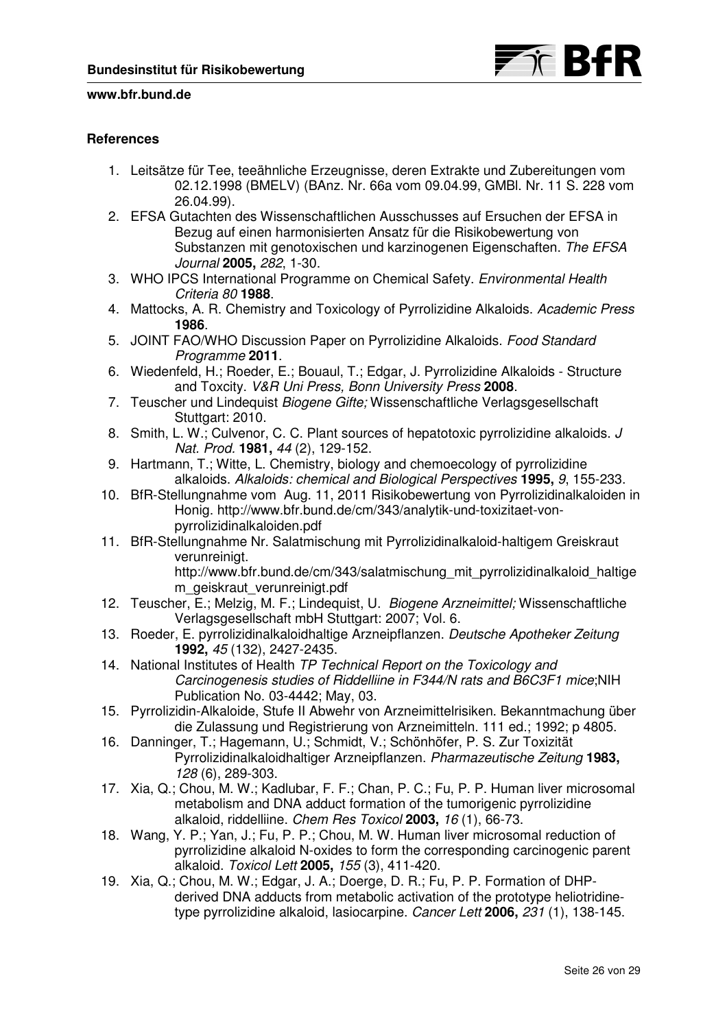**References**

1. Leitsätze für Tee, teeähnliche Erzeugnisse, deren Extrakte und Zubereitungen vom 02.12.1998 (BMELV) (BAnz. Nr. 66a vom 09.04.99, GMBl. Nr. 11 S. 228 vom 26.04.99).
2. EFSA Gutachten des Wissenschaftlichen Ausschusses auf Ersuchen der EFSA in Bezug auf einen harmonisierten Ansatz für die Risikobewertung von Substanzen mit genotoxischen und karzinogenen Eigenschaften. *The EFSA Journal* **2005,** *282*, 1-30.
3. WHO IPCS International Programme on Chemical Safety. *Environmental Health Criteria 80* **1988**.
4. Mattocks, A. R. Chemistry and Toxicology of Pyrrolizidine Alkaloids. *Academic Press* **1986**.
5. JOINT FAO/WHO Discussion Paper on Pyrrolizidine Alkaloids. *Food Standard Programme* **2011**.
6. Wiedenfeld, H.; Roeder, E.; Bouaul, T.; Edgar, J. Pyrrolizidine Alkaloids - Structure and Toxcity. *V&R Uni Press, Bonn University Press* **2008**.
7. Teuscher und Lindequist *Biogene Gifte;* Wissenschaftliche Verlagsgesellschaft Stuttgart: 2010.
8. Smith, L. W.; Culvenor, C. C. Plant sources of hepatotoxic pyrrolizidine alkaloids. *J Nat. Prod.* **1981,** *44* (2), 129-152.
9. Hartmann, T.; Witte, L. Chemistry, biology and chemoecology of pyrrolizidine alkaloids. *Alkaloids: chemical and Biological Perspectives* **1995,** *9*, 155-233.
10. BfR-Stellungnahme vom Aug. 11, 2011 Risikobewertung von Pyrrolizidinalkaloiden in Honig. http://www.bfr.bund.de/cm/343/analytik-und-toxizitaet-von-pyrrolizidinalkaloiden.pdf
11. BfR-Stellungnahme Nr. Salatmischung mit Pyrrolizidinalkaloid-haltigem Greiskraut verunreinigt. http://www.bfr.bund.de/cm/343/salatmischung_mit_pyrrolizidinalkaloid_haltigem_geiskraut_verunreinigt.pdf
12. Teuscher, E.; Melzig, M. F.; Lindequist, U. *Biogene Arzneimittel;* Wissenschaftliche Verlagsgesellschaft mbH Stuttgart: 2007; Vol. 6.
13. Roeder, E. pyrrolizidinalkaloidhaltige Arzneipflanzen. *Deutsche Apotheker Zeitung* **1992,** *45* (132), 2427-2435.
14. National Institutes of Health *TP Technical Report on the Toxicology and Carcinogenesis studies of Riddelliine in F344/N rats and B6C3F1 mice*;NIH Publication No. 03-4442; May, 03.
15. Pyrrolizidin-Alkaloide, Stufe II Abwehr von Arzneimittelrisiken. Bekanntmachung über die Zulassung und Registrierung von Arzneimitteln. 111 ed.; 1992; p 4805.
16. Danninger, T.; Hagemann, U.; Schmidt, V.; Schönhöfer, P. S. Zur Toxizität Pyrrolizidinalkaloidhaltiger Arzneipflanzen. *Pharmazeutische Zeitung* **1983,** *128* (6), 289-303.
17. Xia, Q.; Chou, M. W.; Kadlubar, F. F.; Chan, P. C.; Fu, P. P. Human liver microsomal metabolism and DNA adduct formation of the tumorigenic pyrrolizidine alkaloid, riddelliine. *Chem Res Toxicol* **2003,** *16* (1), 66-73.
18. Wang, Y. P.; Yan, J.; Fu, P. P.; Chou, M. W. Human liver microsomal reduction of pyrrolizidine alkaloid N-oxides to form the corresponding carcinogenic parent alkaloid. *Toxicol Lett* **2005,** *155* (3), 411-420.
19. Xia, Q.; Chou, M. W.; Edgar, J. A.; Doerge, D. R.; Fu, P. P. Formation of DHP-derived DNA adducts from metabolic activation of the prototype heliotridine-type pyrrolizidine alkaloid, lasiocarpine. *Cancer Lett* **2006,** *231* (1), 138-145.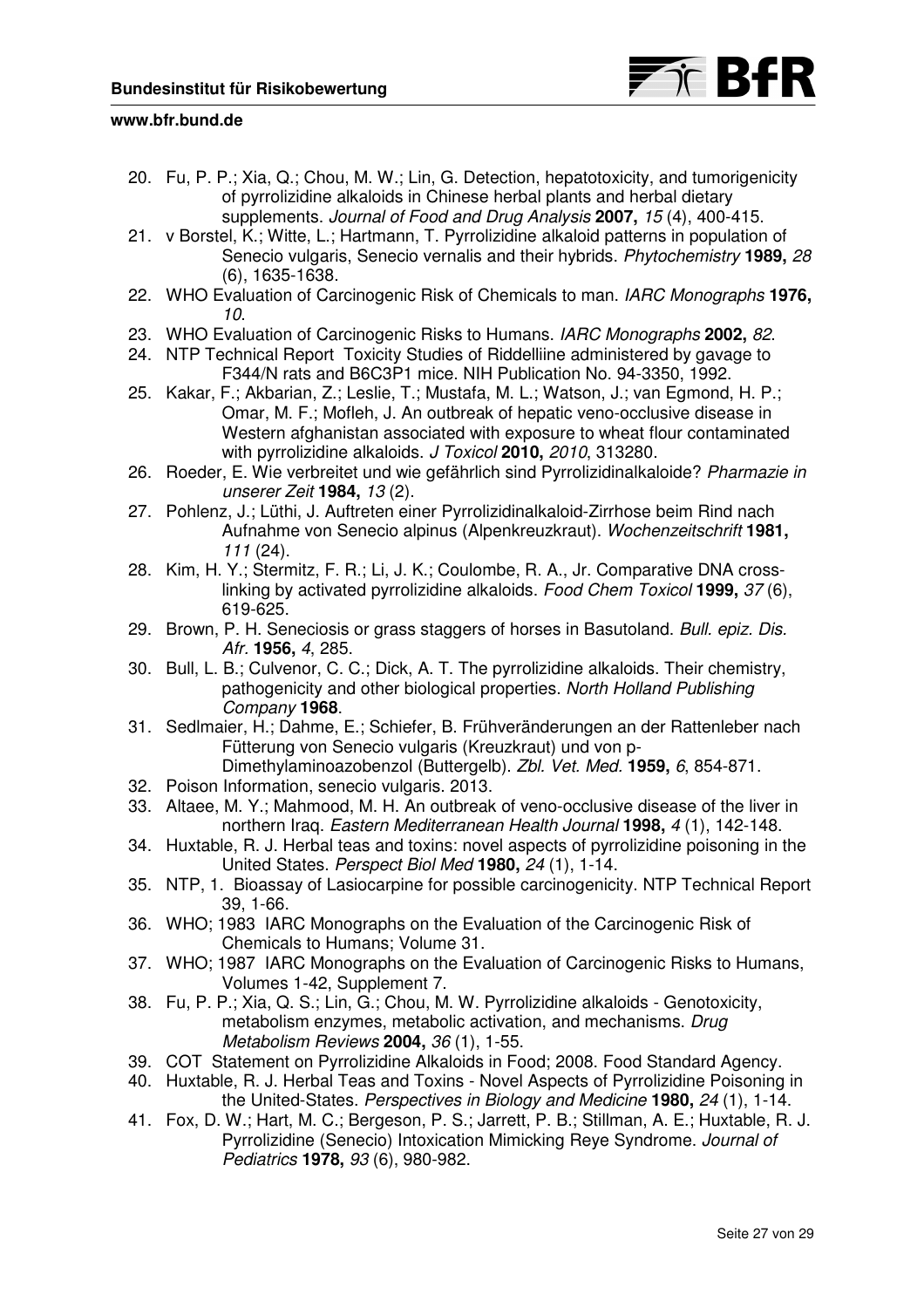20. Fu, P. P.; Xia, Q.; Chou, M. W.; Lin, G. Detection, hepatotoxicity, and tumorigenicity of pyrrolizidine alkaloids in Chinese herbal plants and herbal dietary supplements. *Journal of Food and Drug Analysis* **2007,** *15* (4), 400-415.
21. v Borstel, K.; Witte, L.; Hartmann, T. Pyrrolizidine alkaloid patterns in population of Senecio vulgaris, Senecio vernalis and their hybrids. *Phytochemistry* **1989,** *28* (6), 1635-1638.
22. WHO Evaluation of Carcinogenic Risk of Chemicals to man. *IARC Monographs* **1976,** *10*.
23. WHO Evaluation of Carcinogenic Risks to Humans. *IARC Monographs* **2002,** *82*.
24. NTP Technical Report Toxicity Studies of Riddelliine administered by gavage to F344/N rats and B6C3P1 mice. NIH Publication No. 94-3350, 1992.
25. Kakar, F.; Akbarian, Z.; Leslie, T.; Mustafa, M. L.; Watson, J.; van Egmond, H. P.; Omar, M. F.; Mofleh, J. An outbreak of hepatic veno-occlusive disease in Western afghanistan associated with exposure to wheat flour contaminated with pyrrolizidine alkaloids. *J Toxicol* **2010,** *2010*, 313280.
26. Roeder, E. Wie verbreitet und wie gefährlich sind Pyrrolizidinalkaloide? *Pharmazie in unserer Zeit* **1984,** *13* (2).
27. Pohlenz, J.; Lüthi, J. Auftreten einer Pyrrolizidinalkaloid-Zirrhose beim Rind nach Aufnahme von Senecio alpinus (Alpenkreuzkraut). *Wochenzeitschrift* **1981,** *111* (24).
28. Kim, H. Y.; Stermitz, F. R.; Li, J. K.; Coulombe, R. A., Jr. Comparative DNA cross-linking by activated pyrrolizidine alkaloids. *Food Chem Toxicol* **1999,** *37* (6), 619-625.
29. Brown, P. H. Seneciosis or grass staggers of horses in Basutoland. *Bull. epiz. Dis. Afr.* **1956,** *4*, 285.
30. Bull, L. B.; Culvenor, C. C.; Dick, A. T. The pyrrolizidine alkaloids. Their chemistry, pathogenicity and other biological properties. *North Holland Publishing Company* **1968**.
31. Sedlmaier, H.; Dahme, E.; Schiefer, B. Frühveränderungen an der Rattenleber nach Fütterung von Senecio vulgaris (Kreuzkraut) und von p-Dimethylaminoazobenzol (Buttergelb). *Zbl. Vet. Med.* **1959,** *6*, 854-871.
32. Poison Information, senecio vulgaris. 2013.
33. Altaee, M. Y.; Mahmood, M. H. An outbreak of veno-occlusive disease of the liver in northern Iraq. *Eastern Mediterranean Health Journal* **1998,** *4* (1), 142-148.
34. Huxtable, R. J. Herbal teas and toxins: novel aspects of pyrrolizidine poisoning in the United States. *Perspect Biol Med* **1980,** *24* (1), 1-14.
35. NTP, 1. Bioassay of Lasiocarpine for possible carcinogenicity. NTP Technical Report 39, 1-66.
36. WHO; 1983 IARC Monographs on the Evaluation of the Carcinogenic Risk of Chemicals to Humans; Volume 31.
37. WHO; 1987 IARC Monographs on the Evaluation of Carcinogenic Risks to Humans, Volumes 1-42, Supplement 7.
38. Fu, P. P.; Xia, Q. S.; Lin, G.; Chou, M. W. Pyrrolizidine alkaloids - Genotoxicity, metabolism enzymes, metabolic activation, and mechanisms. *Drug Metabolism Reviews* **2004,** *36* (1), 1-55.
39. COT Statement on Pyrrolizidine Alkaloids in Food; 2008. Food Standard Agency.
40. Huxtable, R. J. Herbal Teas and Toxins - Novel Aspects of Pyrrolizidine Poisoning in the United-States. *Perspectives in Biology and Medicine* **1980,** *24* (1), 1-14.
41. Fox, D. W.; Hart, M. C.; Bergeson, P. S.; Jarrett, P. B.; Stillman, A. E.; Huxtable, R. J. Pyrrolizidine (Senecio) Intoxication Mimicking Reye Syndrome. *Journal of Pediatrics* **1978,** *93* (6), 980-982.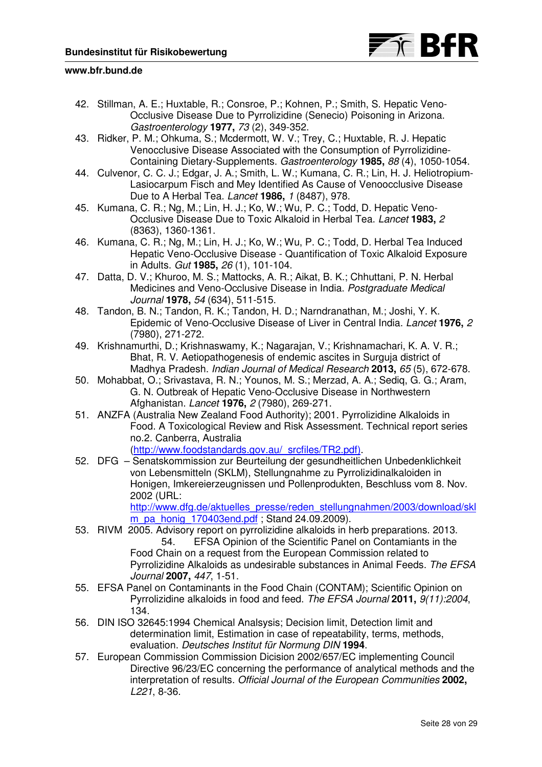42. Stillman, A. E.; Huxtable, R.; Consroe, P.; Kohnen, P.; Smith, S. Hepatic Veno-Occlusive Disease Due to Pyrrolizidine (Senecio) Poisoning in Arizona. *Gastroenterology* **1977,** *73* (2), 349-352.
43. Ridker, P. M.; Ohkuma, S.; Mcdermott, W. V.; Trey, C.; Huxtable, R. J. Hepatic Venocclusive Disease Associated with the Consumption of Pyrrolizidine-Containing Dietary-Supplements. *Gastroenterology* **1985,** *88* (4), 1050-1054.
44. Culvenor, C. C. J.; Edgar, J. A.; Smith, L. W.; Kumana, C. R.; Lin, H. J. Heliotropium-Lasiocarpum Fisch and Mey Identified As Cause of Venoocclusive Disease Due to A Herbal Tea. *Lancet* **1986,** *1* (8487), 978.
45. Kumana, C. R.; Ng, M.; Lin, H. J.; Ko, W.; Wu, P. C.; Todd, D. Hepatic Veno-Occlusive Disease Due to Toxic Alkaloid in Herbal Tea. *Lancet* **1983,** *2* (8363), 1360-1361.
46. Kumana, C. R.; Ng, M.; Lin, H. J.; Ko, W.; Wu, P. C.; Todd, D. Herbal Tea Induced Hepatic Veno-Occlusive Disease - Quantification of Toxic Alkaloid Exposure in Adults. *Gut* **1985,** *26* (1), 101-104.
47. Datta, D. V.; Khuroo, M. S.; Mattocks, A. R.; Aikat, B. K.; Chhuttani, P. N. Herbal Medicines and Veno-Occlusive Disease in India. *Postgraduate Medical Journal* **1978,** *54* (634), 511-515.
48. Tandon, B. N.; Tandon, R. K.; Tandon, H. D.; Narndranathan, M.; Joshi, Y. K. Epidemic of Veno-Occlusive Disease of Liver in Central India. *Lancet* **1976,** *2* (7980), 271-272.
49. Krishnamurthi, D.; Krishnaswamy, K.; Nagarajan, V.; Krishnamachari, K. A. V. R.; Bhat, R. V. Aetiopathogenesis of endemic ascites in Surguja district of Madhya Pradesh. *Indian Journal of Medical Research* **2013,** *65* (5), 672-678.
50. Mohabbat, O.; Srivastava, R. N.; Younos, M. S.; Merzad, A. A.; Sediq, G. G.; Aram, G. N. Outbreak of Hepatic Veno-Occlusive Disease in Northwestern Afghanistan. *Lancet* **1976,** *2* (7980), 269-271.
51. ANZFA (Australia New Zealand Food Authority); 2001. Pyrrolizidine Alkaloids in Food. A Toxicological Review and Risk Assessment. Technical report series no.2. Canberra, Australia (http://www.foodstandards.gov.au/_srcfiles/TR2.pdf).
52. DFG – Senatskommission zur Beurteilung der gesundheitlichen Unbedenklichkeit von Lebensmitteln (SKLM), Stellungnahme zu Pyrrolizidinalkaloiden in Honigen, Imkereierzeugnissen und Pollenprodukten, Beschluss vom 8. Nov. 2002 (URL: http://www.dfg.de/aktuelles_presse/reden_stellungnahmen/2003/download/sklm_pa_honig_170403end.pdf ; Stand 24.09.2009).
53. RIVM 2005. Advisory report on pyrrolizidine alkaloids in herb preparations. 2013.
54. EFSA Opinion of the Scientific Panel on Contamiants in the Food Chain on a request from the European Commission related to Pyrrolizidine Alkaloids as undesirable substances in Animal Feeds. *The EFSA Journal* **2007,** *447*, 1-51.
55. EFSA Panel on Contaminants in the Food Chain (CONTAM); Scientific Opinion on Pyrrolizidine alkaloids in food and feed. *The EFSA Journal* **2011,** *9(11):2004*, 134.
56. DIN ISO 32645:1994 Chemical Analsysis; Decision limit, Detection limit and determination limit, Estimation in case of repeatability, terms, methods, evaluation. *Deutsches Institut für Normung DIN* **1994**.
57. European Commission Commission Dicision 2002/657/EC implementing Council Directive 96/23/EC concerning the performance of analytical methods and the interpretation of results. *Official Journal of the European Communities* **2002,** *L221*, 8-36.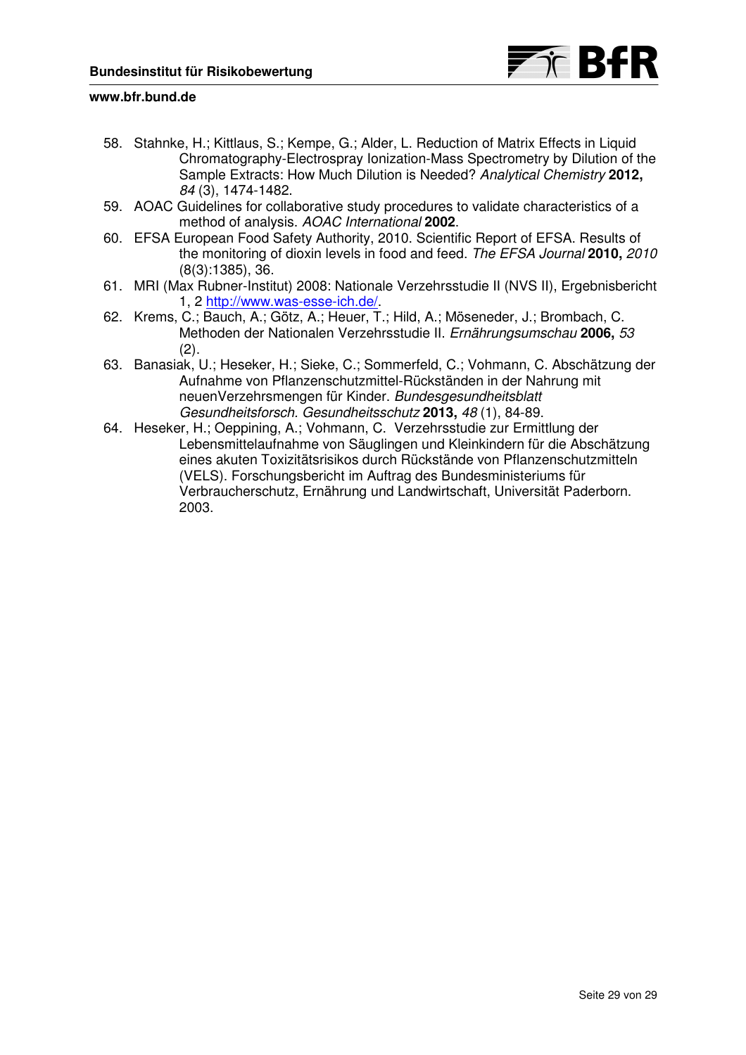58. Stahnke, H.; Kittlaus, S.; Kempe, G.; Alder, L. Reduction of Matrix Effects in Liquid Chromatography-Electrospray Ionization-Mass Spectrometry by Dilution of the Sample Extracts: How Much Dilution is Needed? *Analytical Chemistry* **2012,** *84* (3), 1474-1482.
59. AOAC Guidelines for collaborative study procedures to validate characteristics of a method of analysis. *AOAC International* **2002**.
60. EFSA European Food Safety Authority, 2010. Scientific Report of EFSA. Results of the monitoring of dioxin levels in food and feed. *The EFSA Journal* **2010,** *2010* (8(3):1385), 36.
61. MRI (Max Rubner-Institut) 2008: Nationale Verzehrsstudie II (NVS II), Ergebnisbericht 1, 2 http://www.was-esse-ich.de/.
62. Krems, C.; Bauch, A.; Götz, A.; Heuer, T.; Hild, A.; Möseneder, J.; Brombach, C. Methoden der Nationalen Verzehrsstudie II. *Ernährungsumschau* **2006,** *53* (2).
63. Banasiak, U.; Heseker, H.; Sieke, C.; Sommerfeld, C.; Vohmann, C. Abschätzung der Aufnahme von Pflanzenschutzmittel-Rückständen in der Nahrung mit neuenVerzehrsmengen für Kinder. *Bundesgesundheitsblatt Gesundheitsforsch. Gesundheitsschutz* **2013,** *48* (1), 84-89.
64. Heseker, H.; Oeppining, A.; Vohmann, C. Verzehrsstudie zur Ermittlung der Lebensmittelaufnahme von Säuglingen und Kleinkindern für die Abschätzung eines akuten Toxizitätsrisikos durch Rückstände von Pflanzenschutzmitteln (VELS). Forschungsbericht im Auftrag des Bundesministeriums für Verbraucherschutz, Ernährung und Landwirtschaft, Universität Paderborn. 2003.